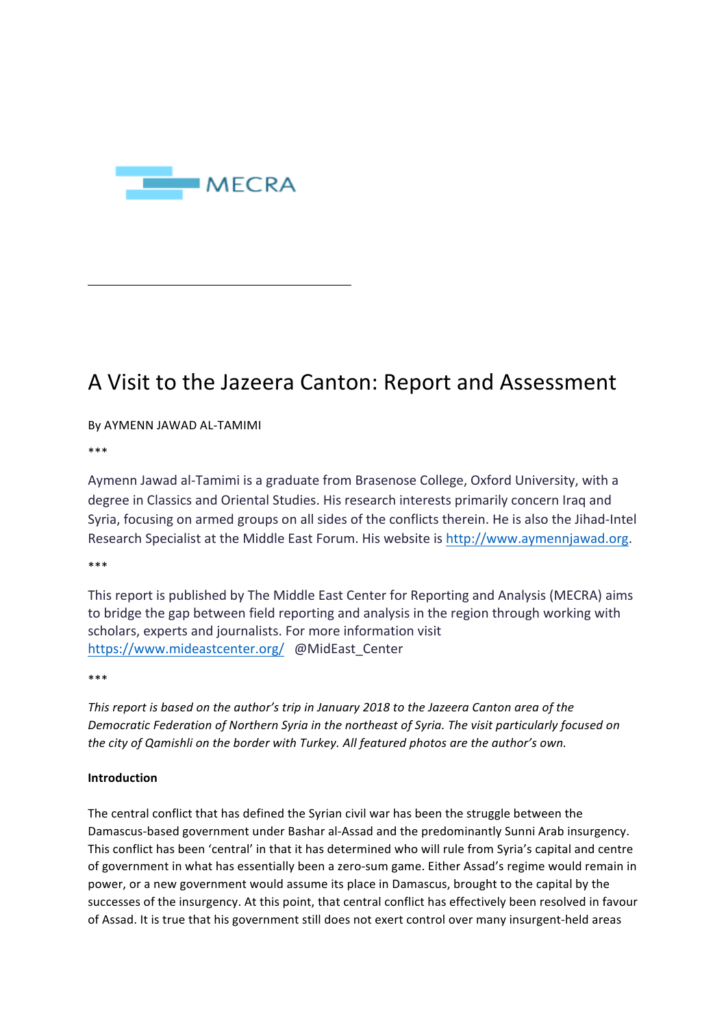MECRA

# A Visit to the Jazeera Canton: Report and Assessment

By AYMENN JAWAD AL-TAMIMI

***

Aymenn Jawad al-Tamimi is a graduate from Brasenose College, Oxford University, with a degree in Classics and Oriental Studies. His research interests primarily concern Iraq and Syria, focusing on armed groups on all sides of the conflicts therein. He is also the Jihad-Intel Research Specialist at the Middle East Forum. His website is http://www.aymennjawad.org.

***

This report is published by The Middle East Center for Reporting and Analysis (MECRA) aims to bridge the gap between field reporting and analysis in the region through working with scholars, experts and journalists. For more information visit https://www.mideastcenter.org/ @MidEast_Center

***

*This report is based on the author's trip in January 2018 to the Jazeera Canton area of the Democratic Federation of Northern Syria in the northeast of Syria. The visit particularly focused on the city of Qamishli on the border with Turkey. All featured photos are the author's own.*

**Introduction**

The central conflict that has defined the Syrian civil war has been the struggle between the Damascus-based government under Bashar al-Assad and the predominantly Sunni Arab insurgency. This conflict has been 'central' in that it has determined who will rule from Syria's capital and centre of government in what has essentially been a zero-sum game. Either Assad's regime would remain in power, or a new government would assume its place in Damascus, brought to the capital by the successes of the insurgency. At this point, that central conflict has effectively been resolved in favour of Assad. It is true that his government still does not exert control over many insurgent-held areas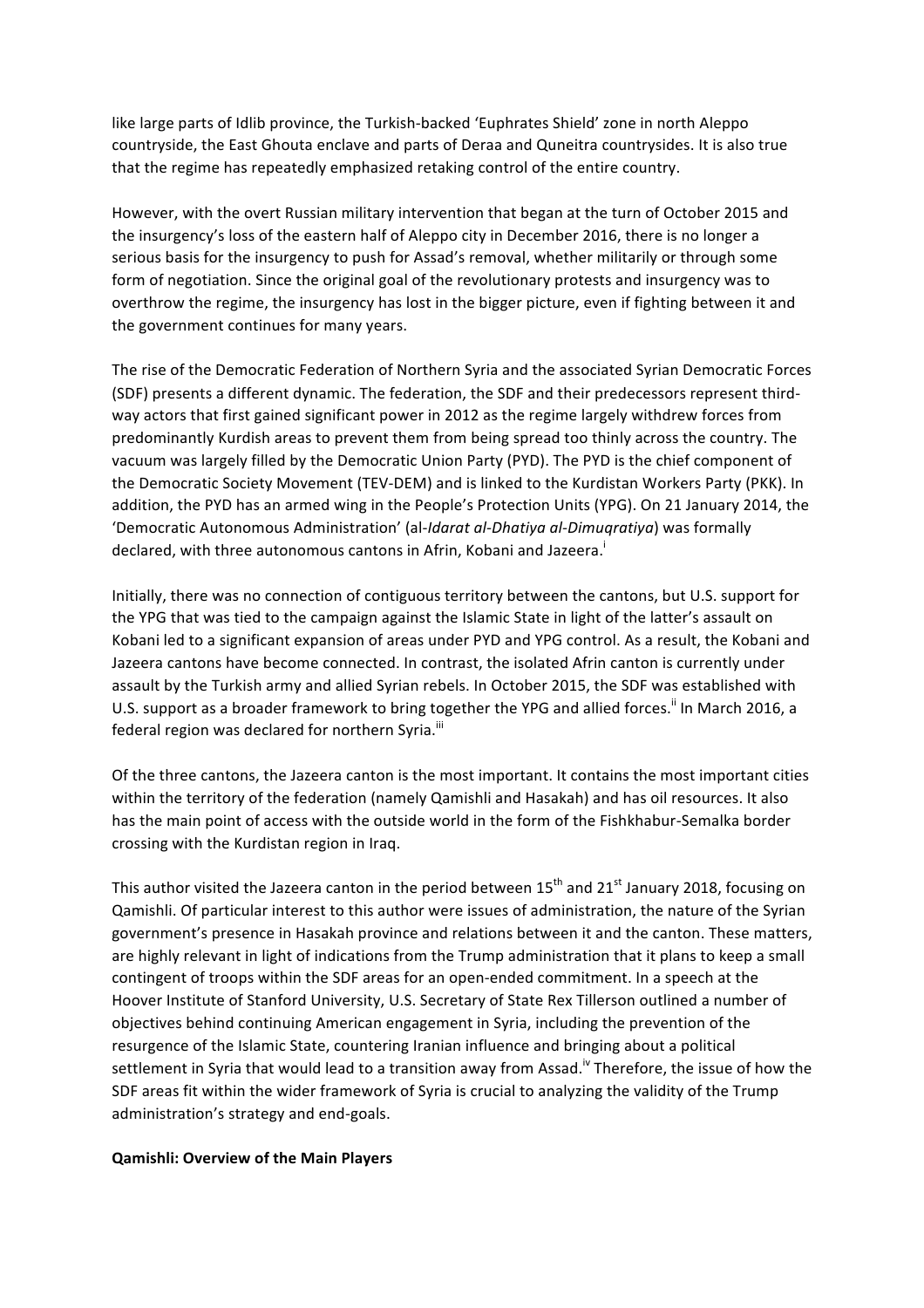like large parts of Idlib province, the Turkish-backed 'Euphrates Shield' zone in north Aleppo countryside, the East Ghouta enclave and parts of Deraa and Quneitra countrysides. It is also true that the regime has repeatedly emphasized retaking control of the entire country.

However, with the overt Russian military intervention that began at the turn of October 2015 and the insurgency's loss of the eastern half of Aleppo city in December 2016, there is no longer a serious basis for the insurgency to push for Assad's removal, whether militarily or through some form of negotiation. Since the original goal of the revolutionary protests and insurgency was to overthrow the regime, the insurgency has lost in the bigger picture, even if fighting between it and the government continues for many years.

The rise of the Democratic Federation of Northern Syria and the associated Syrian Democratic Forces (SDF) presents a different dynamic. The federation, the SDF and their predecessors represent third-way actors that first gained significant power in 2012 as the regime largely withdrew forces from predominantly Kurdish areas to prevent them from being spread too thinly across the country. The vacuum was largely filled by the Democratic Union Party (PYD). The PYD is the chief component of the Democratic Society Movement (TEV-DEM) and is linked to the Kurdistan Workers Party (PKK). In addition, the PYD has an armed wing in the People's Protection Units (YPG). On 21 January 2014, the 'Democratic Autonomous Administration' (al-*Idarat al-Dhatiya al-Dimuqratiya*) was formally declared, with three autonomous cantons in Afrin, Kobani and Jazeera.[i]

Initially, there was no connection of contiguous territory between the cantons, but U.S. support for the YPG that was tied to the campaign against the Islamic State in light of the latter's assault on Kobani led to a significant expansion of areas under PYD and YPG control. As a result, the Kobani and Jazeera cantons have become connected. In contrast, the isolated Afrin canton is currently under assault by the Turkish army and allied Syrian rebels. In October 2015, the SDF was established with U.S. support as a broader framework to bring together the YPG and allied forces.[ii] In March 2016, a federal region was declared for northern Syria.[iii]

Of the three cantons, the Jazeera canton is the most important. It contains the most important cities within the territory of the federation (namely Qamishli and Hasakah) and has oil resources. It also has the main point of access with the outside world in the form of the Fishkhabur-Semalka border crossing with the Kurdistan region in Iraq.

This author visited the Jazeera canton in the period between 15th and 21st January 2018, focusing on Qamishli. Of particular interest to this author were issues of administration, the nature of the Syrian government's presence in Hasakah province and relations between it and the canton. These matters, are highly relevant in light of indications from the Trump administration that it plans to keep a small contingent of troops within the SDF areas for an open-ended commitment. In a speech at the Hoover Institute of Stanford University, U.S. Secretary of State Rex Tillerson outlined a number of objectives behind continuing American engagement in Syria, including the prevention of the resurgence of the Islamic State, countering Iranian influence and bringing about a political settlement in Syria that would lead to a transition away from Assad.[iv] Therefore, the issue of how the SDF areas fit within the wider framework of Syria is crucial to analyzing the validity of the Trump administration's strategy and end-goals.

**Qamishli: Overview of the Main Players**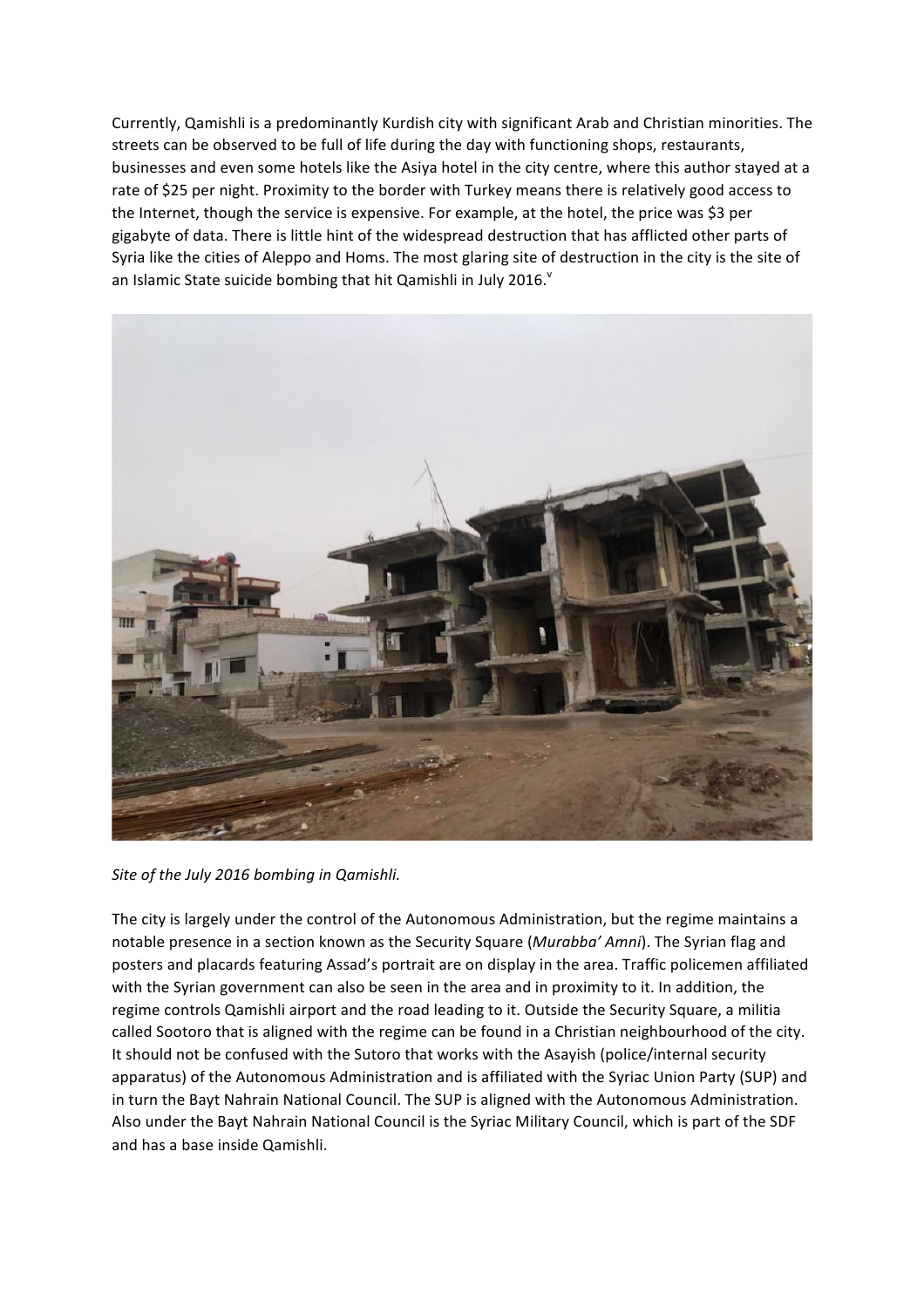Currently, Qamishli is a predominantly Kurdish city with significant Arab and Christian minorities. The streets can be observed to be full of life during the day with functioning shops, restaurants, businesses and even some hotels like the Asiya hotel in the city centre, where this author stayed at a rate of $25 per night. Proximity to the border with Turkey means there is relatively good access to the Internet, though the service is expensive. For example, at the hotel, the price was $3 per gigabyte of data. There is little hint of the widespread destruction that has afflicted other parts of Syria like the cities of Aleppo and Homs. The most glaring site of destruction in the city is the site of an Islamic State suicide bombing that hit Qamishli in July 2016.[v]

*Site of the July 2016 bombing in Qamishli.*

The city is largely under the control of the Autonomous Administration, but the regime maintains a notable presence in a section known as the Security Square (*Murabba' Amni*). The Syrian flag and posters and placards featuring Assad's portrait are on display in the area. Traffic policemen affiliated with the Syrian government can also be seen in the area and in proximity to it. In addition, the regime controls Qamishli airport and the road leading to it. Outside the Security Square, a militia called Sootoro that is aligned with the regime can be found in a Christian neighbourhood of the city. It should not be confused with the Sutoro that works with the Asayish (police/internal security apparatus) of the Autonomous Administration and is affiliated with the Syriac Union Party (SUP) and in turn the Bayt Nahrain National Council. The SUP is aligned with the Autonomous Administration. Also under the Bayt Nahrain National Council is the Syriac Military Council, which is part of the SDF and has a base inside Qamishli.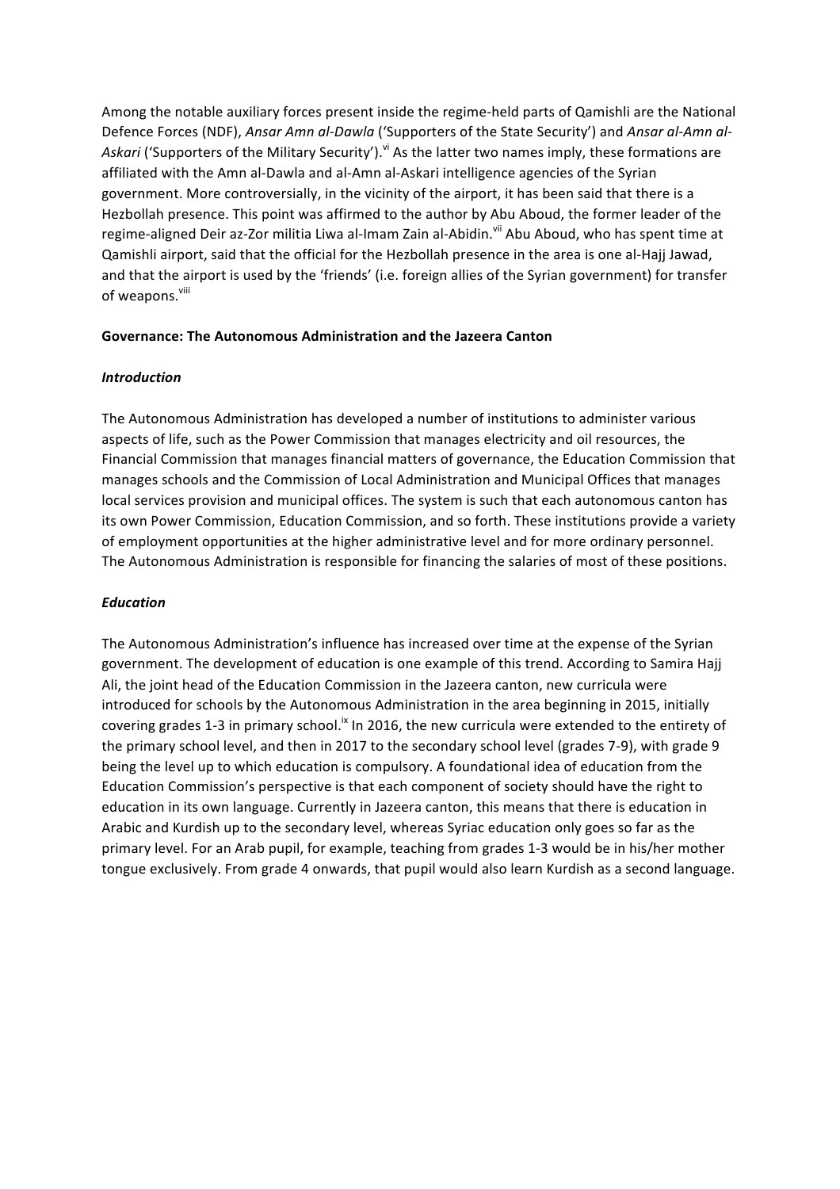Among the notable auxiliary forces present inside the regime-held parts of Qamishli are the National Defence Forces (NDF), *Ansar Amn al-Dawla* ('Supporters of the State Security') and *Ansar al-Amn al-Askari* ('Supporters of the Military Security').[vi] As the latter two names imply, these formations are affiliated with the Amn al-Dawla and al-Amn al-Askari intelligence agencies of the Syrian government. More controversially, in the vicinity of the airport, it has been said that there is a Hezbollah presence. This point was affirmed to the author by Abu Aboud, the former leader of the regime-aligned Deir az-Zor militia Liwa al-Imam Zain al-Abidin.[vii] Abu Aboud, who has spent time at Qamishli airport, said that the official for the Hezbollah presence in the area is one al-Hajj Jawad, and that the airport is used by the 'friends' (i.e. foreign allies of the Syrian government) for transfer of weapons.[viii]

**Governance: The Autonomous Administration and the Jazeera Canton**

***Introduction***

The Autonomous Administration has developed a number of institutions to administer various aspects of life, such as the Power Commission that manages electricity and oil resources, the Financial Commission that manages financial matters of governance, the Education Commission that manages schools and the Commission of Local Administration and Municipal Offices that manages local services provision and municipal offices. The system is such that each autonomous canton has its own Power Commission, Education Commission, and so forth. These institutions provide a variety of employment opportunities at the higher administrative level and for more ordinary personnel. The Autonomous Administration is responsible for financing the salaries of most of these positions.

***Education***

The Autonomous Administration's influence has increased over time at the expense of the Syrian government. The development of education is one example of this trend. According to Samira Hajj Ali, the joint head of the Education Commission in the Jazeera canton, new curricula were introduced for schools by the Autonomous Administration in the area beginning in 2015, initially covering grades 1-3 in primary school.[ix] In 2016, the new curricula were extended to the entirety of the primary school level, and then in 2017 to the secondary school level (grades 7-9), with grade 9 being the level up to which education is compulsory. A foundational idea of education from the Education Commission's perspective is that each component of society should have the right to education in its own language. Currently in Jazeera canton, this means that there is education in Arabic and Kurdish up to the secondary level, whereas Syriac education only goes so far as the primary level. For an Arab pupil, for example, teaching from grades 1-3 would be in his/her mother tongue exclusively. From grade 4 onwards, that pupil would also learn Kurdish as a second language.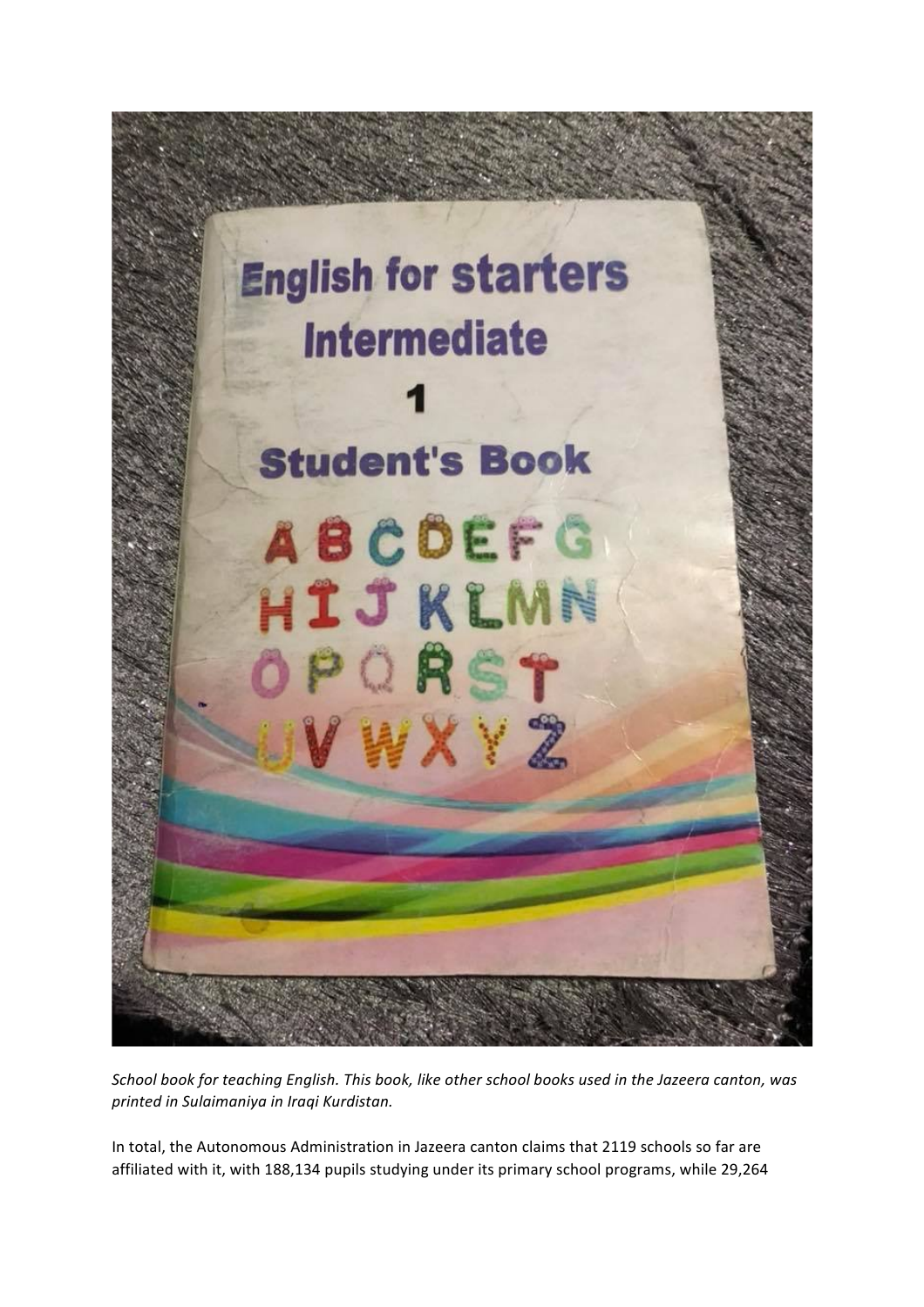*School book for teaching English. This book, like other school books used in the Jazeera canton, was printed in Sulaimaniya in Iraqi Kurdistan.*

In total, the Autonomous Administration in Jazeera canton claims that 2119 schools so far are affiliated with it, with 188,134 pupils studying under its primary school programs, while 29,264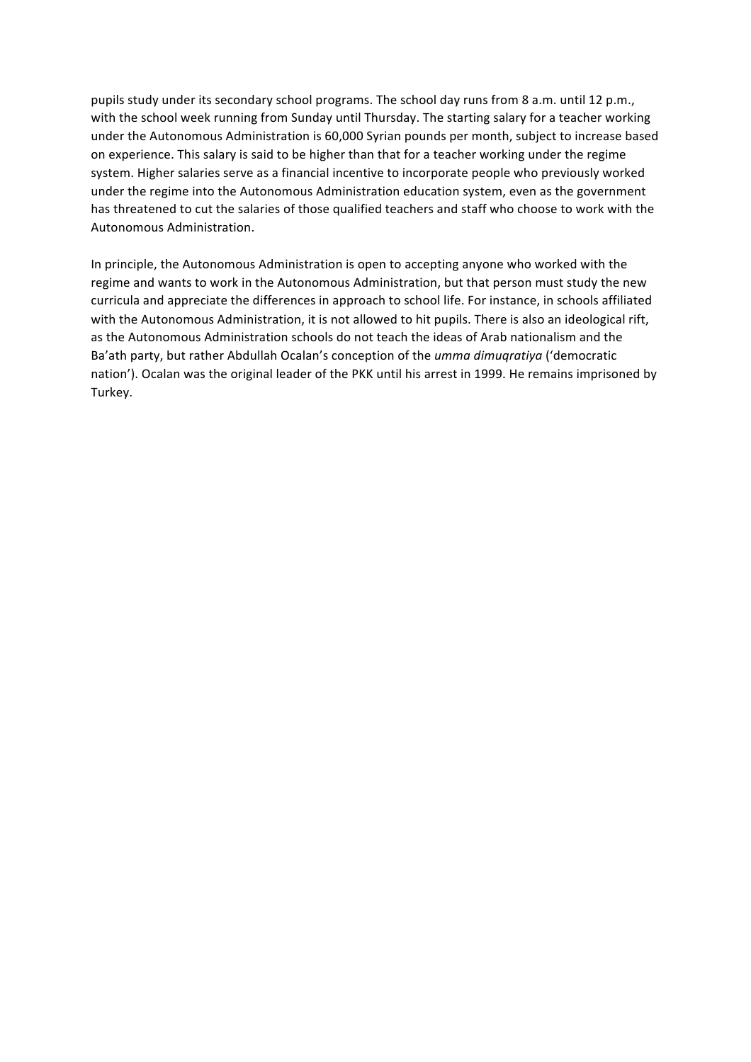pupils study under its secondary school programs. The school day runs from 8 a.m. until 12 p.m., with the school week running from Sunday until Thursday. The starting salary for a teacher working under the Autonomous Administration is 60,000 Syrian pounds per month, subject to increase based on experience. This salary is said to be higher than that for a teacher working under the regime system. Higher salaries serve as a financial incentive to incorporate people who previously worked under the regime into the Autonomous Administration education system, even as the government has threatened to cut the salaries of those qualified teachers and staff who choose to work with the Autonomous Administration.

In principle, the Autonomous Administration is open to accepting anyone who worked with the regime and wants to work in the Autonomous Administration, but that person must study the new curricula and appreciate the differences in approach to school life. For instance, in schools affiliated with the Autonomous Administration, it is not allowed to hit pupils. There is also an ideological rift, as the Autonomous Administration schools do not teach the ideas of Arab nationalism and the Ba'ath party, but rather Abdullah Ocalan's conception of the *umma dimuqratiya* ('democratic nation'). Ocalan was the original leader of the PKK until his arrest in 1999. He remains imprisoned by Turkey.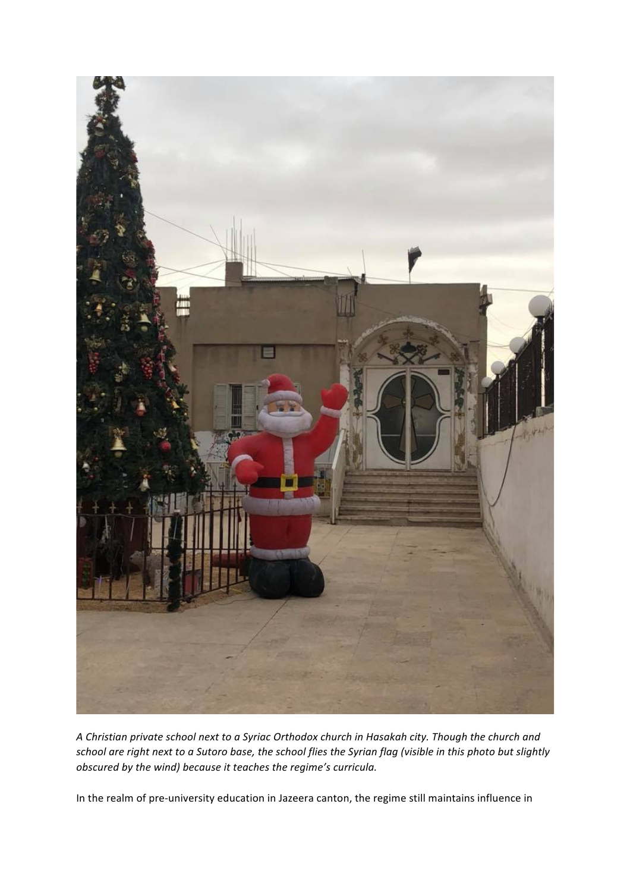*A Christian private school next to a Syriac Orthodox church in Hasakah city. Though the church and school are right next to a Sutoro base, the school flies the Syrian flag (visible in this photo but slightly obscured by the wind) because it teaches the regime's curricula.*

In the realm of pre-university education in Jazeera canton, the regime still maintains influence in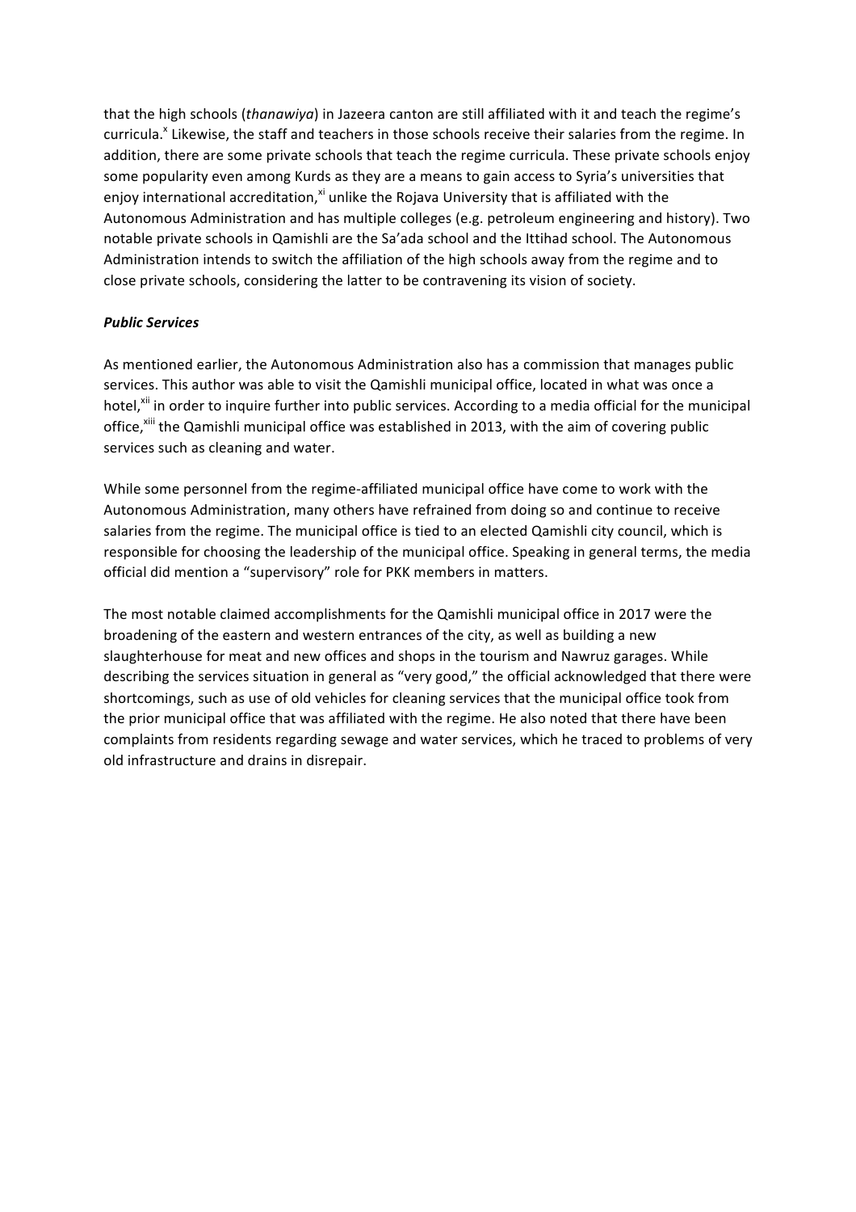that the high schools (*thanawiya*) in Jazeera canton are still affiliated with it and teach the regime's curricula.[x] Likewise, the staff and teachers in those schools receive their salaries from the regime. In addition, there are some private schools that teach the regime curricula. These private schools enjoy some popularity even among Kurds as they are a means to gain access to Syria's universities that enjoy international accreditation,[xi] unlike the Rojava University that is affiliated with the Autonomous Administration and has multiple colleges (e.g. petroleum engineering and history). Two notable private schools in Qamishli are the Sa'ada school and the Ittihad school. The Autonomous Administration intends to switch the affiliation of the high schools away from the regime and to close private schools, considering the latter to be contravening its vision of society.

***Public Services***

As mentioned earlier, the Autonomous Administration also has a commission that manages public services. This author was able to visit the Qamishli municipal office, located in what was once a hotel,[xii] in order to inquire further into public services. According to a media official for the municipal office,[xiii] the Qamishli municipal office was established in 2013, with the aim of covering public services such as cleaning and water.

While some personnel from the regime-affiliated municipal office have come to work with the Autonomous Administration, many others have refrained from doing so and continue to receive salaries from the regime. The municipal office is tied to an elected Qamishli city council, which is responsible for choosing the leadership of the municipal office. Speaking in general terms, the media official did mention a "supervisory" role for PKK members in matters.

The most notable claimed accomplishments for the Qamishli municipal office in 2017 were the broadening of the eastern and western entrances of the city, as well as building a new slaughterhouse for meat and new offices and shops in the tourism and Nawruz garages. While describing the services situation in general as "very good," the official acknowledged that there were shortcomings, such as use of old vehicles for cleaning services that the municipal office took from the prior municipal office that was affiliated with the regime. He also noted that there have been complaints from residents regarding sewage and water services, which he traced to problems of very old infrastructure and drains in disrepair.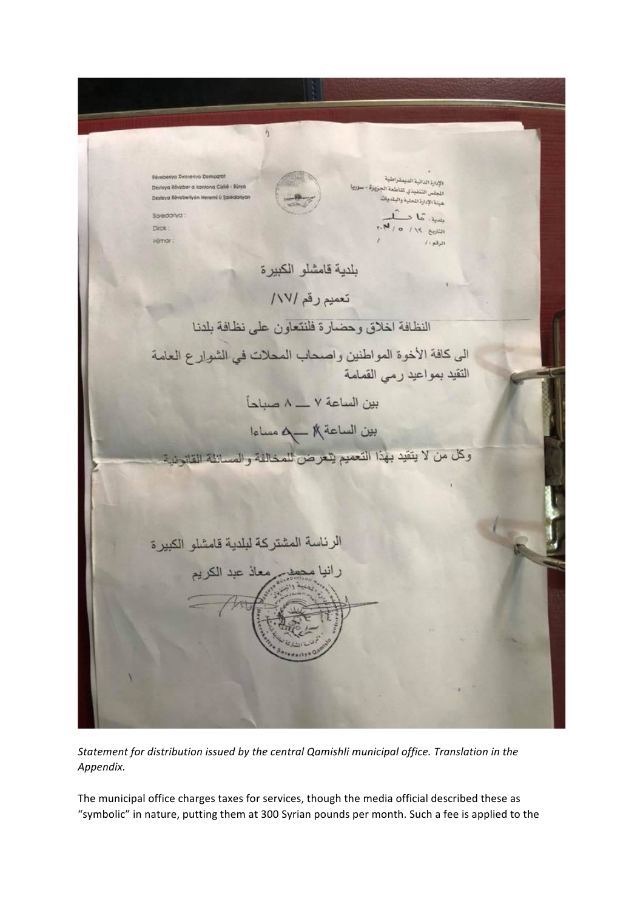Rêveberiya Xweseriya Demoqrat
Desteya Rêveber a kantona Cizîrê - Sûrya
Desteya Rêveberiyên Herêmî û Şaredariyan

Saredariya :
Dîrok :
Hejmar :

الإدارة الذاتية الديمقراطية
المجلس التنفيذي لمقاطعة الجزيرة - سوريا
هيئة الإدارة المحلية والبلديات

بلدية: قامشلو
التاريخ ١٧ / ٥ / ٢٠١٧
الرقم: /

بلدية قامشلو الكبيرة

تعميم رقم /١٧/

النظافة اخلاق وحضارة فلنتعاون على نظافة بلدنا

الى كافة الأخوة المواطنين واصحاب المحلات في الشوارع العامة التقيد بمواعيد رمي القمامة

بين الساعة ٧ ـــ ٨ صباحاً

بين الساعة ٨ ـــ ٩ مساءا

وكل من لا يتقيد بهذا التعميم يتعرض للمخالفة والمسائلة القانونية

الرئاسة المشتركة لبلدية قامشلو الكبيرة

رانيا محمد ـ معاذ عبد الكريم

*Statement for distribution issued by the central Qamishli municipal office. Translation in the Appendix.*

The municipal office charges taxes for services, though the media official described these as "symbolic" in nature, putting them at 300 Syrian pounds per month. Such a fee is applied to the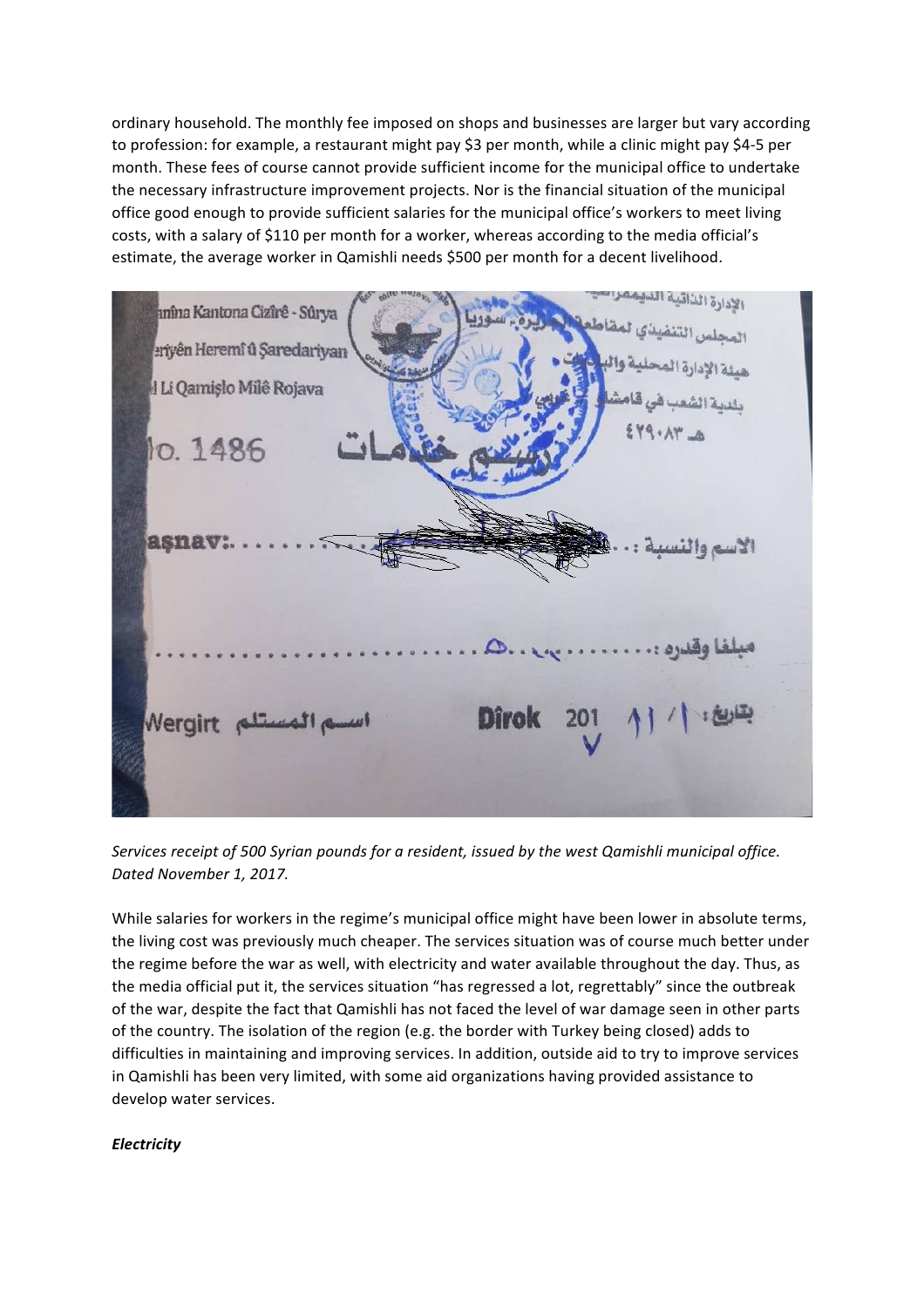ordinary household. The monthly fee imposed on shops and businesses are larger but vary according to profession: for example, a restaurant might pay $3 per month, while a clinic might pay $4-5 per month. These fees of course cannot provide sufficient income for the municipal office to undertake the necessary infrastructure improvement projects. Nor is the financial situation of the municipal office good enough to provide sufficient salaries for the municipal office's workers to meet living costs, with a salary of $110 per month for a worker, whereas according to the media official's estimate, the average worker in Qamishli needs $500 per month for a decent livelihood.

*Services receipt of 500 Syrian pounds for a resident, issued by the west Qamishli municipal office. Dated November 1, 2017.*

While salaries for workers in the regime's municipal office might have been lower in absolute terms, the living cost was previously much cheaper. The services situation was of course much better under the regime before the war as well, with electricity and water available throughout the day. Thus, as the media official put it, the services situation "has regressed a lot, regrettably" since the outbreak of the war, despite the fact that Qamishli has not faced the level of war damage seen in other parts of the country. The isolation of the region (e.g. the border with Turkey being closed) adds to difficulties in maintaining and improving services. In addition, outside aid to try to improve services in Qamishli has been very limited, with some aid organizations having provided assistance to develop water services.

***Electricity***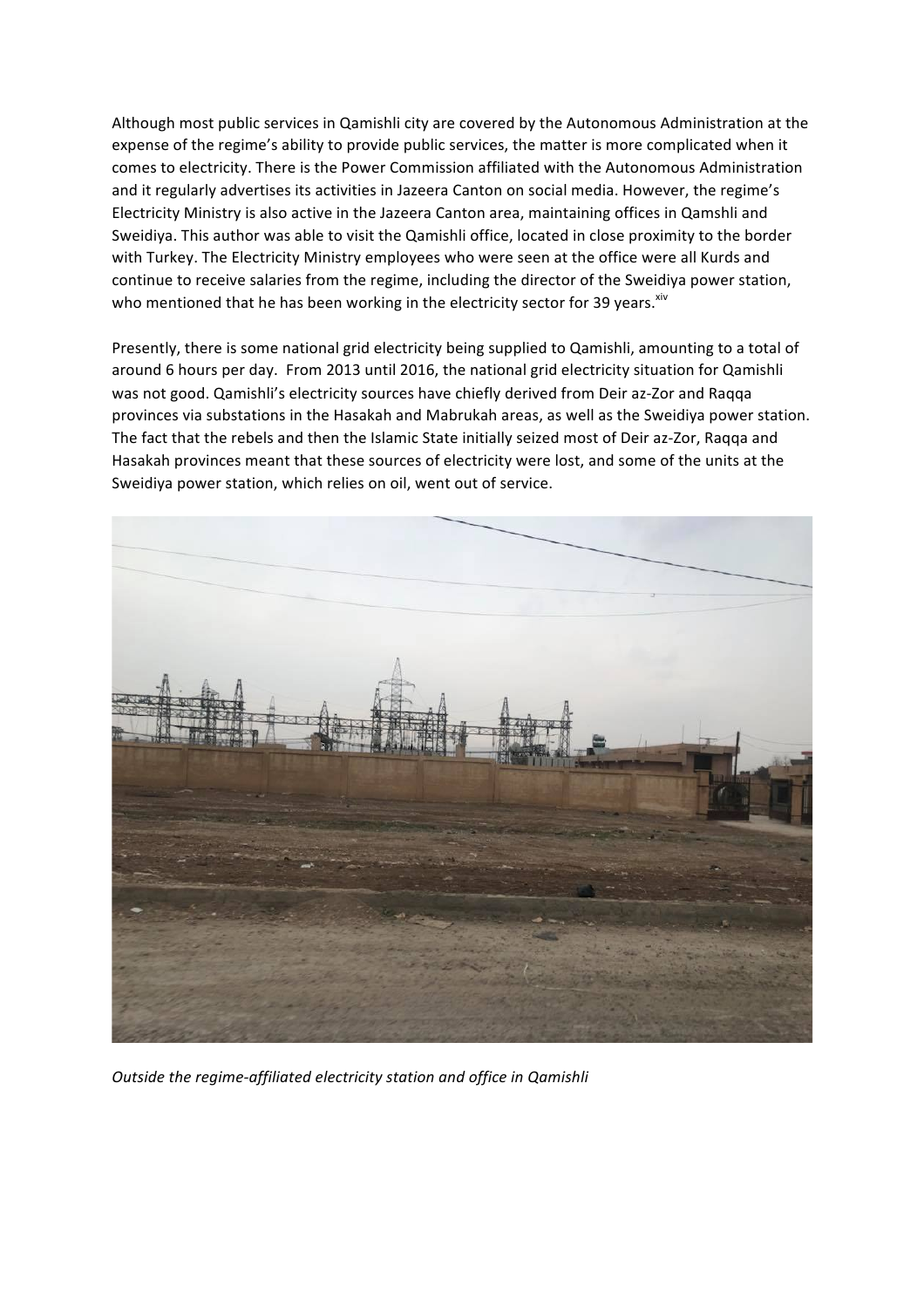Although most public services in Qamishli city are covered by the Autonomous Administration at the expense of the regime's ability to provide public services, the matter is more complicated when it comes to electricity. There is the Power Commission affiliated with the Autonomous Administration and it regularly advertises its activities in Jazeera Canton on social media. However, the regime's Electricity Ministry is also active in the Jazeera Canton area, maintaining offices in Qamshli and Sweidiya. This author was able to visit the Qamishli office, located in close proximity to the border with Turkey. The Electricity Ministry employees who were seen at the office were all Kurds and continue to receive salaries from the regime, including the director of the Sweidiya power station, who mentioned that he has been working in the electricity sector for 39 years.[xiv]

Presently, there is some national grid electricity being supplied to Qamishli, amounting to a total of around 6 hours per day. From 2013 until 2016, the national grid electricity situation for Qamishli was not good. Qamishli's electricity sources have chiefly derived from Deir az-Zor and Raqqa provinces via substations in the Hasakah and Mabrukah areas, as well as the Sweidiya power station. The fact that the rebels and then the Islamic State initially seized most of Deir az-Zor, Raqqa and Hasakah provinces meant that these sources of electricity were lost, and some of the units at the Sweidiya power station, which relies on oil, went out of service.

*Outside the regime-affiliated electricity station and office in Qamishli*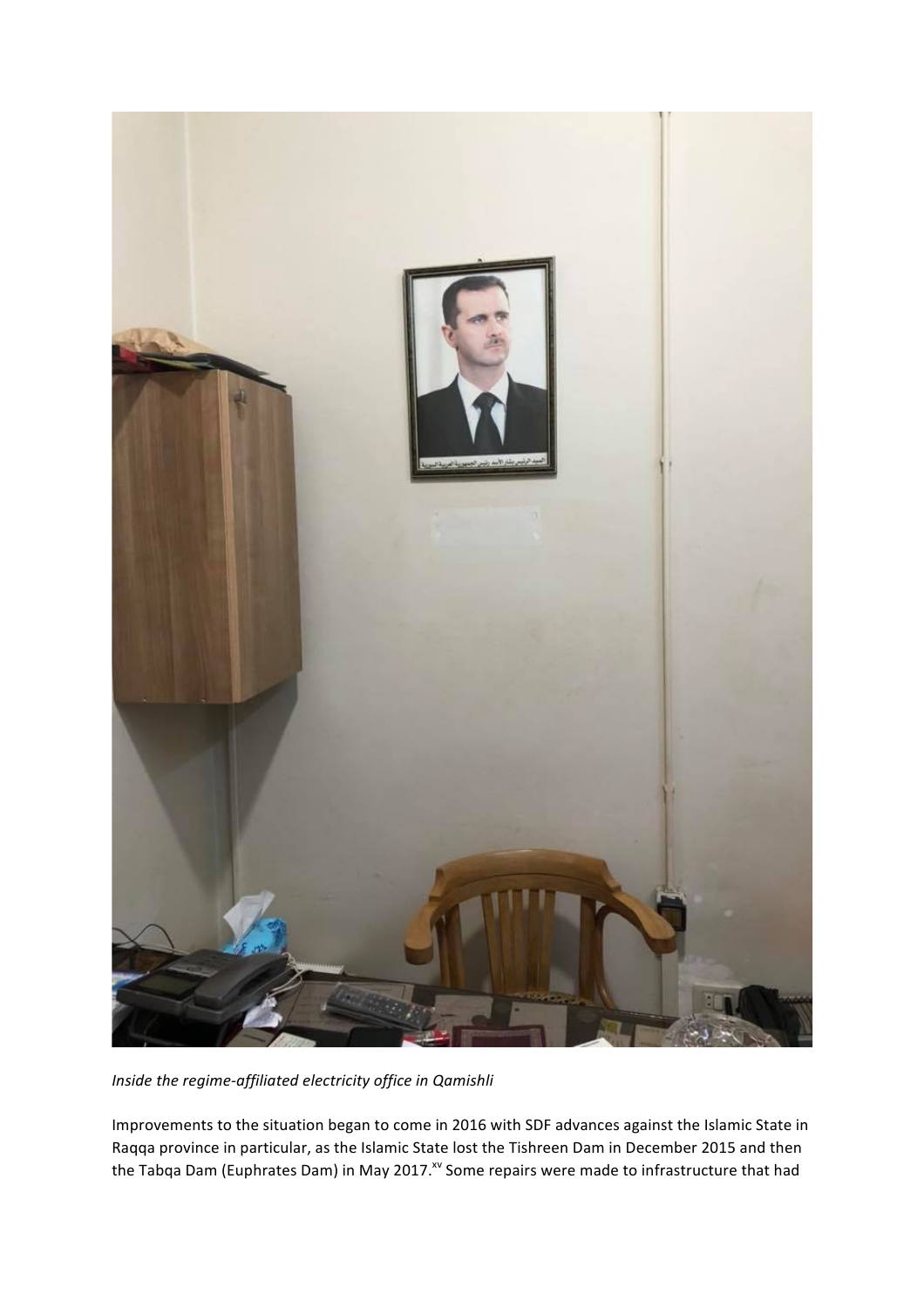*Inside the regime-affiliated electricity office in Qamishli*

Improvements to the situation began to come in 2016 with SDF advances against the Islamic State in Raqqa province in particular, as the Islamic State lost the Tishreen Dam in December 2015 and then the Tabqa Dam (Euphrates Dam) in May 2017.[xv] Some repairs were made to infrastructure that had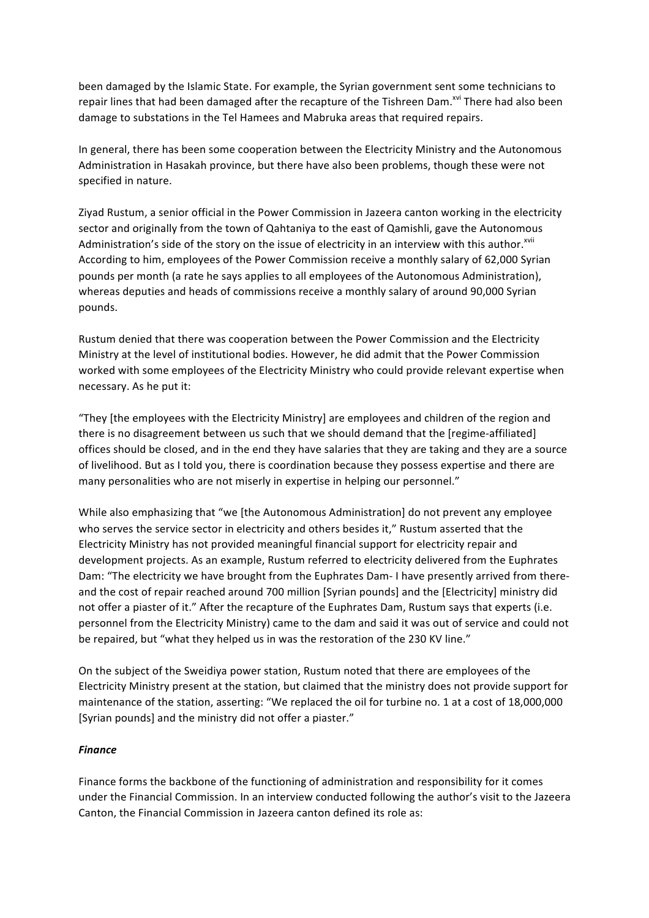been damaged by the Islamic State. For example, the Syrian government sent some technicians to repair lines that had been damaged after the recapture of the Tishreen Dam.[xvi] There had also been damage to substations in the Tel Hamees and Mabruka areas that required repairs.

In general, there has been some cooperation between the Electricity Ministry and the Autonomous Administration in Hasakah province, but there have also been problems, though these were not specified in nature.

Ziyad Rustum, a senior official in the Power Commission in Jazeera canton working in the electricity sector and originally from the town of Qahtaniya to the east of Qamishli, gave the Autonomous Administration's side of the story on the issue of electricity in an interview with this author.[xvii] According to him, employees of the Power Commission receive a monthly salary of 62,000 Syrian pounds per month (a rate he says applies to all employees of the Autonomous Administration), whereas deputies and heads of commissions receive a monthly salary of around 90,000 Syrian pounds.

Rustum denied that there was cooperation between the Power Commission and the Electricity Ministry at the level of institutional bodies. However, he did admit that the Power Commission worked with some employees of the Electricity Ministry who could provide relevant expertise when necessary. As he put it:

"They [the employees with the Electricity Ministry] are employees and children of the region and there is no disagreement between us such that we should demand that the [regime-affiliated] offices should be closed, and in the end they have salaries that they are taking and they are a source of livelihood. But as I told you, there is coordination because they possess expertise and there are many personalities who are not miserly in expertise in helping our personnel."

While also emphasizing that "we [the Autonomous Administration] do not prevent any employee who serves the service sector in electricity and others besides it," Rustum asserted that the Electricity Ministry has not provided meaningful financial support for electricity repair and development projects. As an example, Rustum referred to electricity delivered from the Euphrates Dam: "The electricity we have brought from the Euphrates Dam- I have presently arrived from there- and the cost of repair reached around 700 million [Syrian pounds] and the [Electricity] ministry did not offer a piaster of it." After the recapture of the Euphrates Dam, Rustum says that experts (i.e. personnel from the Electricity Ministry) came to the dam and said it was out of service and could not be repaired, but "what they helped us in was the restoration of the 230 KV line."

On the subject of the Sweidiya power station, Rustum noted that there are employees of the Electricity Ministry present at the station, but claimed that the ministry does not provide support for maintenance of the station, asserting: "We replaced the oil for turbine no. 1 at a cost of 18,000,000 [Syrian pounds] and the ministry did not offer a piaster."

***Finance***

Finance forms the backbone of the functioning of administration and responsibility for it comes under the Financial Commission. In an interview conducted following the author's visit to the Jazeera Canton, the Financial Commission in Jazeera canton defined its role as: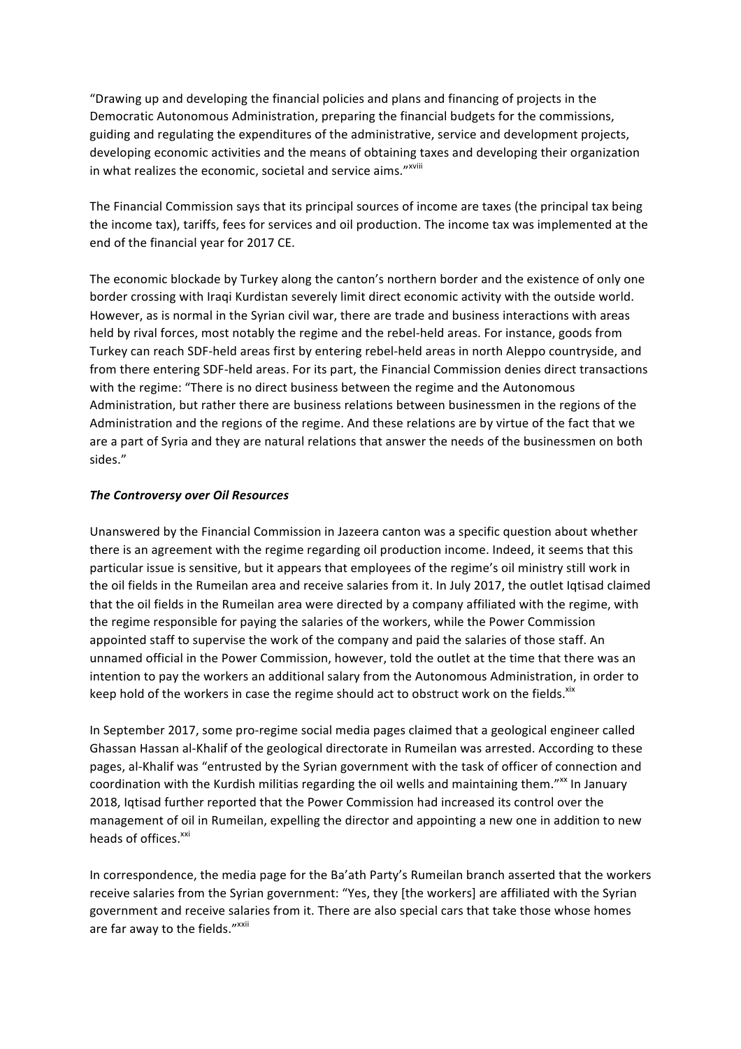“Drawing up and developing the financial policies and plans and financing of projects in the Democratic Autonomous Administration, preparing the financial budgets for the commissions, guiding and regulating the expenditures of the administrative, service and development projects, developing economic activities and the means of obtaining taxes and developing their organization in what realizes the economic, societal and service aims.”[xviii]

The Financial Commission says that its principal sources of income are taxes (the principal tax being the income tax), tariffs, fees for services and oil production. The income tax was implemented at the end of the financial year for 2017 CE.

The economic blockade by Turkey along the canton’s northern border and the existence of only one border crossing with Iraqi Kurdistan severely limit direct economic activity with the outside world. However, as is normal in the Syrian civil war, there are trade and business interactions with areas held by rival forces, most notably the regime and the rebel-held areas. For instance, goods from Turkey can reach SDF-held areas first by entering rebel-held areas in north Aleppo countryside, and from there entering SDF-held areas. For its part, the Financial Commission denies direct transactions with the regime: “There is no direct business between the regime and the Autonomous Administration, but rather there are business relations between businessmen in the regions of the Administration and the regions of the regime. And these relations are by virtue of the fact that we are a part of Syria and they are natural relations that answer the needs of the businessmen on both sides.”

### *The Controversy over Oil Resources*

Unanswered by the Financial Commission in Jazeera canton was a specific question about whether there is an agreement with the regime regarding oil production income. Indeed, it seems that this particular issue is sensitive, but it appears that employees of the regime’s oil ministry still work in the oil fields in the Rumeilan area and receive salaries from it. In July 2017, the outlet Iqtisad claimed that the oil fields in the Rumeilan area were directed by a company affiliated with the regime, with the regime responsible for paying the salaries of the workers, while the Power Commission appointed staff to supervise the work of the company and paid the salaries of those staff. An unnamed official in the Power Commission, however, told the outlet at the time that there was an intention to pay the workers an additional salary from the Autonomous Administration, in order to keep hold of the workers in case the regime should act to obstruct work on the fields.[xix]

In September 2017, some pro-regime social media pages claimed that a geological engineer called Ghassan Hassan al-Khalif of the geological directorate in Rumeilan was arrested. According to these pages, al-Khalif was “entrusted by the Syrian government with the task of officer of connection and coordination with the Kurdish militias regarding the oil wells and maintaining them.”[xx] In January 2018, Iqtisad further reported that the Power Commission had increased its control over the management of oil in Rumeilan, expelling the director and appointing a new one in addition to new heads of offices.[xxi]

In correspondence, the media page for the Ba’ath Party’s Rumeilan branch asserted that the workers receive salaries from the Syrian government: “Yes, they [the workers] are affiliated with the Syrian government and receive salaries from it. There are also special cars that take those whose homes are far away to the fields.”[xxii]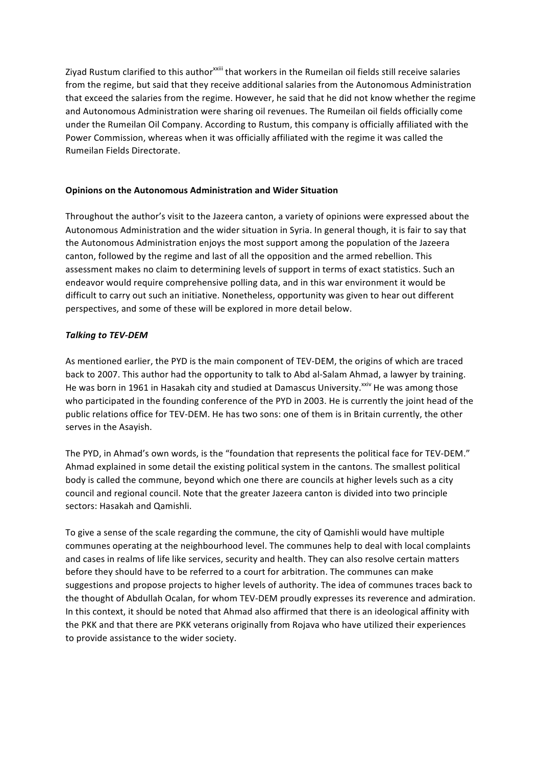Ziyad Rustum clarified to this author[xxiii] that workers in the Rumeilan oil fields still receive salaries from the regime, but said that they receive additional salaries from the Autonomous Administration that exceed the salaries from the regime. However, he said that he did not know whether the regime and Autonomous Administration were sharing oil revenues. The Rumeilan oil fields officially come under the Rumeilan Oil Company. According to Rustum, this company is officially affiliated with the Power Commission, whereas when it was officially affiliated with the regime it was called the Rumeilan Fields Directorate.

**Opinions on the Autonomous Administration and Wider Situation**

Throughout the author's visit to the Jazeera canton, a variety of opinions were expressed about the Autonomous Administration and the wider situation in Syria. In general though, it is fair to say that the Autonomous Administration enjoys the most support among the population of the Jazeera canton, followed by the regime and last of all the opposition and the armed rebellion. This assessment makes no claim to determining levels of support in terms of exact statistics. Such an endeavor would require comprehensive polling data, and in this war environment it would be difficult to carry out such an initiative. Nonetheless, opportunity was given to hear out different perspectives, and some of these will be explored in more detail below.

***Talking to TEV-DEM***

As mentioned earlier, the PYD is the main component of TEV-DEM, the origins of which are traced back to 2007. This author had the opportunity to talk to Abd al-Salam Ahmad, a lawyer by training. He was born in 1961 in Hasakah city and studied at Damascus University.[xxiv] He was among those who participated in the founding conference of the PYD in 2003. He is currently the joint head of the public relations office for TEV-DEM. He has two sons: one of them is in Britain currently, the other serves in the Asayish.

The PYD, in Ahmad's own words, is the "foundation that represents the political face for TEV-DEM." Ahmad explained in some detail the existing political system in the cantons. The smallest political body is called the commune, beyond which one there are councils at higher levels such as a city council and regional council. Note that the greater Jazeera canton is divided into two principle sectors: Hasakah and Qamishli.

To give a sense of the scale regarding the commune, the city of Qamishli would have multiple communes operating at the neighbourhood level. The communes help to deal with local complaints and cases in realms of life like services, security and health. They can also resolve certain matters before they should have to be referred to a court for arbitration. The communes can make suggestions and propose projects to higher levels of authority. The idea of communes traces back to the thought of Abdullah Ocalan, for whom TEV-DEM proudly expresses its reverence and admiration. In this context, it should be noted that Ahmad also affirmed that there is an ideological affinity with the PKK and that there are PKK veterans originally from Rojava who have utilized their experiences to provide assistance to the wider society.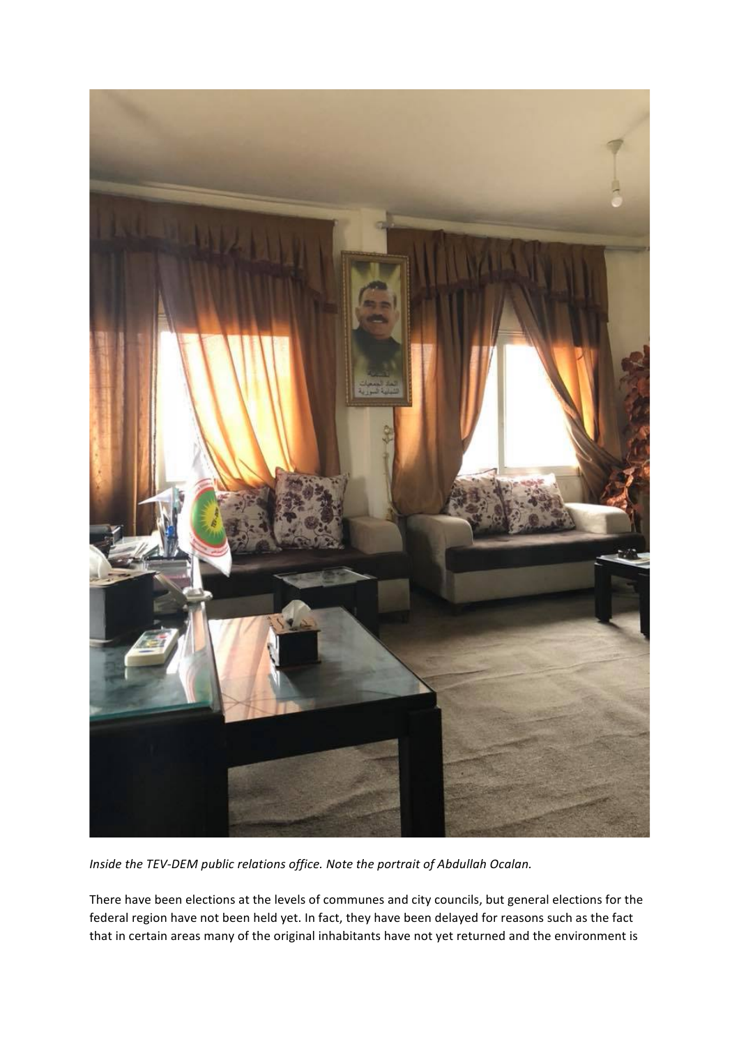*Inside the TEV-DEM public relations office. Note the portrait of Abdullah Ocalan.*

There have been elections at the levels of communes and city councils, but general elections for the federal region have not been held yet. In fact, they have been delayed for reasons such as the fact that in certain areas many of the original inhabitants have not yet returned and the environment is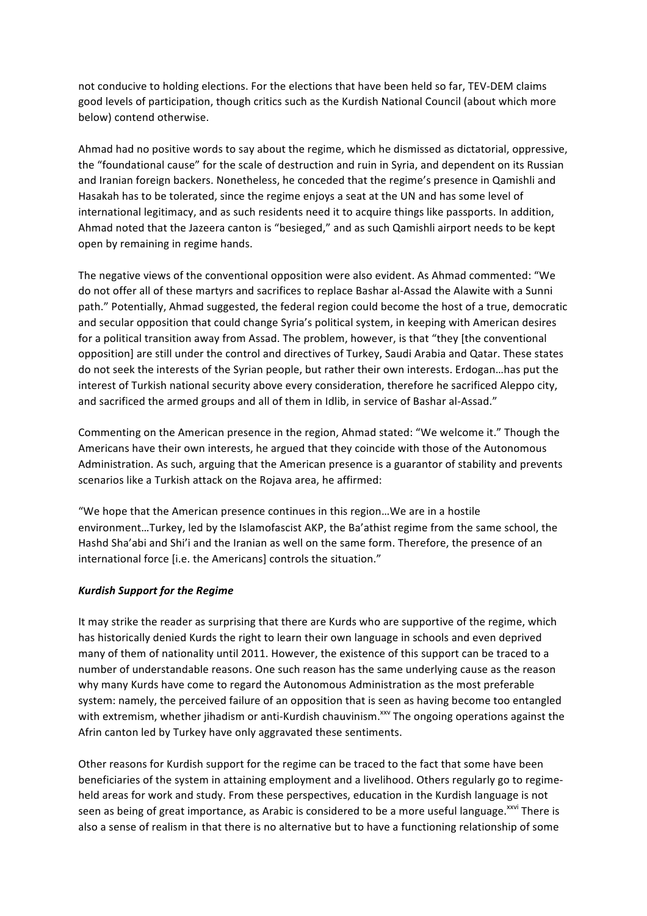not conducive to holding elections. For the elections that have been held so far, TEV-DEM claims good levels of participation, though critics such as the Kurdish National Council (about which more below) contend otherwise.

Ahmad had no positive words to say about the regime, which he dismissed as dictatorial, oppressive, the "foundational cause" for the scale of destruction and ruin in Syria, and dependent on its Russian and Iranian foreign backers. Nonetheless, he conceded that the regime's presence in Qamishli and Hasakah has to be tolerated, since the regime enjoys a seat at the UN and has some level of international legitimacy, and as such residents need it to acquire things like passports. In addition, Ahmad noted that the Jazeera canton is "besieged," and as such Qamishli airport needs to be kept open by remaining in regime hands.

The negative views of the conventional opposition were also evident. As Ahmad commented: "We do not offer all of these martyrs and sacrifices to replace Bashar al-Assad the Alawite with a Sunni path." Potentially, Ahmad suggested, the federal region could become the host of a true, democratic and secular opposition that could change Syria's political system, in keeping with American desires for a political transition away from Assad. The problem, however, is that "they [the conventional opposition] are still under the control and directives of Turkey, Saudi Arabia and Qatar. These states do not seek the interests of the Syrian people, but rather their own interests. Erdogan…has put the interest of Turkish national security above every consideration, therefore he sacrificed Aleppo city, and sacrificed the armed groups and all of them in Idlib, in service of Bashar al-Assad."

Commenting on the American presence in the region, Ahmad stated: "We welcome it." Though the Americans have their own interests, he argued that they coincide with those of the Autonomous Administration. As such, arguing that the American presence is a guarantor of stability and prevents scenarios like a Turkish attack on the Rojava area, he affirmed:

"We hope that the American presence continues in this region…We are in a hostile environment…Turkey, led by the Islamofascist AKP, the Ba'athist regime from the same school, the Hashd Sha'abi and Shi'i and the Iranian as well on the same form. Therefore, the presence of an international force [i.e. the Americans] controls the situation."

### ***Kurdish Support for the Regime***

It may strike the reader as surprising that there are Kurds who are supportive of the regime, which has historically denied Kurds the right to learn their own language in schools and even deprived many of them of nationality until 2011. However, the existence of this support can be traced to a number of understandable reasons. One such reason has the same underlying cause as the reason why many Kurds have come to regard the Autonomous Administration as the most preferable system: namely, the perceived failure of an opposition that is seen as having become too entangled with extremism, whether jihadism or anti-Kurdish chauvinism.[xxv] The ongoing operations against the Afrin canton led by Turkey have only aggravated these sentiments.

Other reasons for Kurdish support for the regime can be traced to the fact that some have been beneficiaries of the system in attaining employment and a livelihood. Others regularly go to regime-held areas for work and study. From these perspectives, education in the Kurdish language is not seen as being of great importance, as Arabic is considered to be a more useful language.[xxvi] There is also a sense of realism in that there is no alternative but to have a functioning relationship of some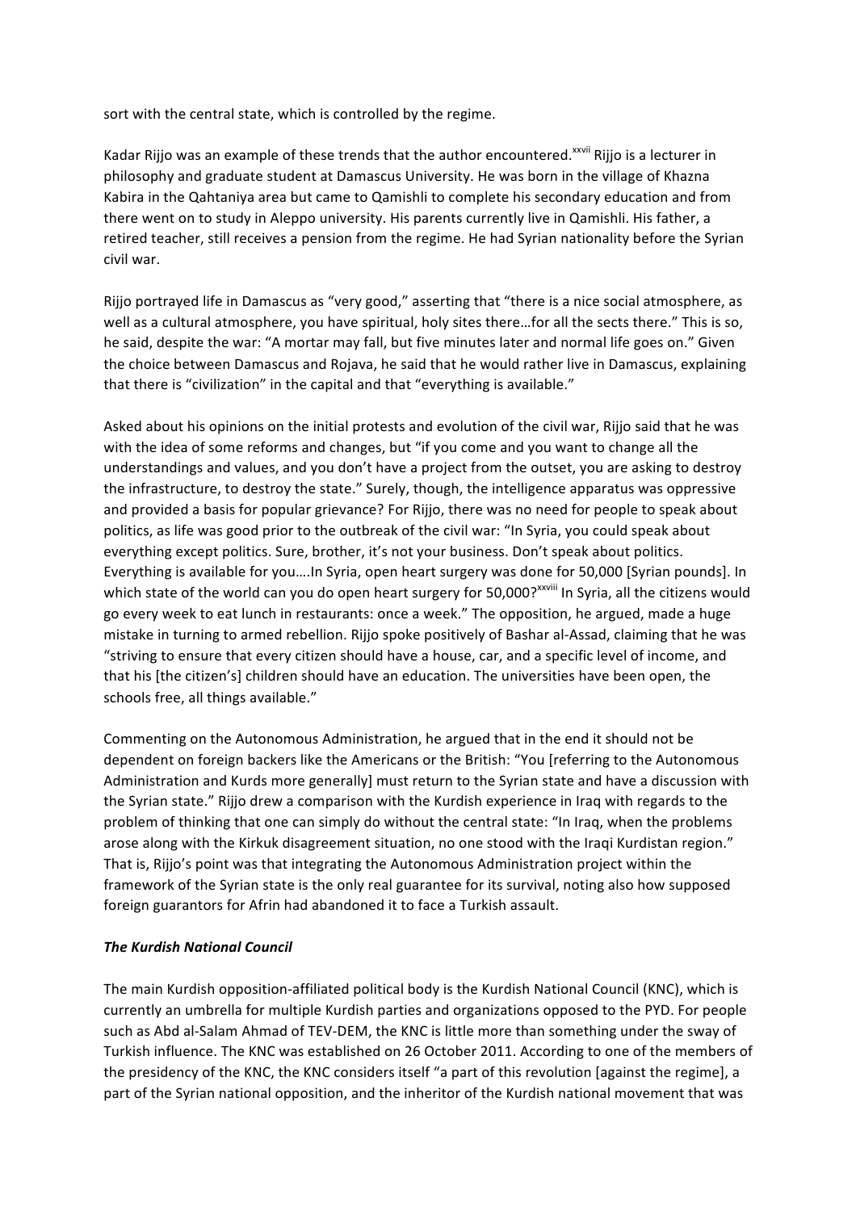sort with the central state, which is controlled by the regime.

Kadar Rijjo was an example of these trends that the author encountered.[xxvii] Rijjo is a lecturer in philosophy and graduate student at Damascus University. He was born in the village of Khazna Kabira in the Qahtaniya area but came to Qamishli to complete his secondary education and from there went on to study in Aleppo university. His parents currently live in Qamishli. His father, a retired teacher, still receives a pension from the regime. He had Syrian nationality before the Syrian civil war.

Rijjo portrayed life in Damascus as "very good," asserting that "there is a nice social atmosphere, as well as a cultural atmosphere, you have spiritual, holy sites there…for all the sects there." This is so, he said, despite the war: "A mortar may fall, but five minutes later and normal life goes on." Given the choice between Damascus and Rojava, he said that he would rather live in Damascus, explaining that there is "civilization" in the capital and that "everything is available."

Asked about his opinions on the initial protests and evolution of the civil war, Rijjo said that he was with the idea of some reforms and changes, but "if you come and you want to change all the understandings and values, and you don't have a project from the outset, you are asking to destroy the infrastructure, to destroy the state." Surely, though, the intelligence apparatus was oppressive and provided a basis for popular grievance? For Rijjo, there was no need for people to speak about politics, as life was good prior to the outbreak of the civil war: "In Syria, you could speak about everything except politics. Sure, brother, it's not your business. Don't speak about politics. Everything is available for you….In Syria, open heart surgery was done for 50,000 [Syrian pounds]. In which state of the world can you do open heart surgery for 50,000?[xxviii] In Syria, all the citizens would go every week to eat lunch in restaurants: once a week." The opposition, he argued, made a huge mistake in turning to armed rebellion. Rijjo spoke positively of Bashar al-Assad, claiming that he was "striving to ensure that every citizen should have a house, car, and a specific level of income, and that his [the citizen's] children should have an education. The universities have been open, the schools free, all things available."

Commenting on the Autonomous Administration, he argued that in the end it should not be dependent on foreign backers like the Americans or the British: "You [referring to the Autonomous Administration and Kurds more generally] must return to the Syrian state and have a discussion with the Syrian state." Rijjo drew a comparison with the Kurdish experience in Iraq with regards to the problem of thinking that one can simply do without the central state: "In Iraq, when the problems arose along with the Kirkuk disagreement situation, no one stood with the Iraqi Kurdistan region." That is, Rijjo's point was that integrating the Autonomous Administration project within the framework of the Syrian state is the only real guarantee for its survival, noting also how supposed foreign guarantors for Afrin had abandoned it to face a Turkish assault.

***The Kurdish National Council***

The main Kurdish opposition-affiliated political body is the Kurdish National Council (KNC), which is currently an umbrella for multiple Kurdish parties and organizations opposed to the PYD. For people such as Abd al-Salam Ahmad of TEV-DEM, the KNC is little more than something under the sway of Turkish influence. The KNC was established on 26 October 2011. According to one of the members of the presidency of the KNC, the KNC considers itself "a part of this revolution [against the regime], a part of the Syrian national opposition, and the inheritor of the Kurdish national movement that was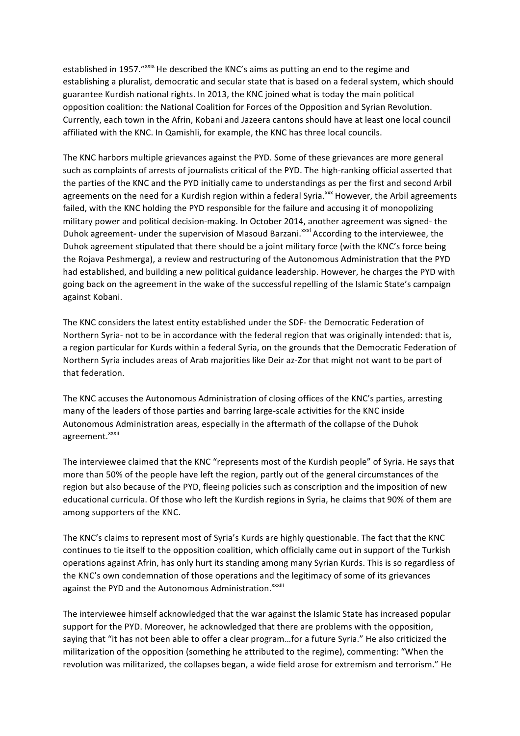established in 1957."[xxix] He described the KNC's aims as putting an end to the regime and establishing a pluralist, democratic and secular state that is based on a federal system, which should guarantee Kurdish national rights. In 2013, the KNC joined what is today the main political opposition coalition: the National Coalition for Forces of the Opposition and Syrian Revolution. Currently, each town in the Afrin, Kobani and Jazeera cantons should have at least one local council affiliated with the KNC. In Qamishli, for example, the KNC has three local councils.

The KNC harbors multiple grievances against the PYD. Some of these grievances are more general such as complaints of arrests of journalists critical of the PYD. The high-ranking official asserted that the parties of the KNC and the PYD initially came to understandings as per the first and second Arbil agreements on the need for a Kurdish region within a federal Syria.[xxx] However, the Arbil agreements failed, with the KNC holding the PYD responsible for the failure and accusing it of monopolizing military power and political decision-making. In October 2014, another agreement was signed- the Duhok agreement- under the supervision of Masoud Barzani.[xxxi] According to the interviewee, the Duhok agreement stipulated that there should be a joint military force (with the KNC's force being the Rojava Peshmerga), a review and restructuring of the Autonomous Administration that the PYD had established, and building a new political guidance leadership. However, he charges the PYD with going back on the agreement in the wake of the successful repelling of the Islamic State's campaign against Kobani.

The KNC considers the latest entity established under the SDF- the Democratic Federation of Northern Syria- not to be in accordance with the federal region that was originally intended: that is, a region particular for Kurds within a federal Syria, on the grounds that the Democratic Federation of Northern Syria includes areas of Arab majorities like Deir az-Zor that might not want to be part of that federation.

The KNC accuses the Autonomous Administration of closing offices of the KNC's parties, arresting many of the leaders of those parties and barring large-scale activities for the KNC inside Autonomous Administration areas, especially in the aftermath of the collapse of the Duhok agreement.[xxxii]

The interviewee claimed that the KNC "represents most of the Kurdish people" of Syria. He says that more than 50% of the people have left the region, partly out of the general circumstances of the region but also because of the PYD, fleeing policies such as conscription and the imposition of new educational curricula. Of those who left the Kurdish regions in Syria, he claims that 90% of them are among supporters of the KNC.

The KNC's claims to represent most of Syria's Kurds are highly questionable. The fact that the KNC continues to tie itself to the opposition coalition, which officially came out in support of the Turkish operations against Afrin, has only hurt its standing among many Syrian Kurds. This is so regardless of the KNC's own condemnation of those operations and the legitimacy of some of its grievances against the PYD and the Autonomous Administration.[xxxiii]

The interviewee himself acknowledged that the war against the Islamic State has increased popular support for the PYD. Moreover, he acknowledged that there are problems with the opposition, saying that "it has not been able to offer a clear program…for a future Syria." He also criticized the militarization of the opposition (something he attributed to the regime), commenting: "When the revolution was militarized, the collapses began, a wide field arose for extremism and terrorism." He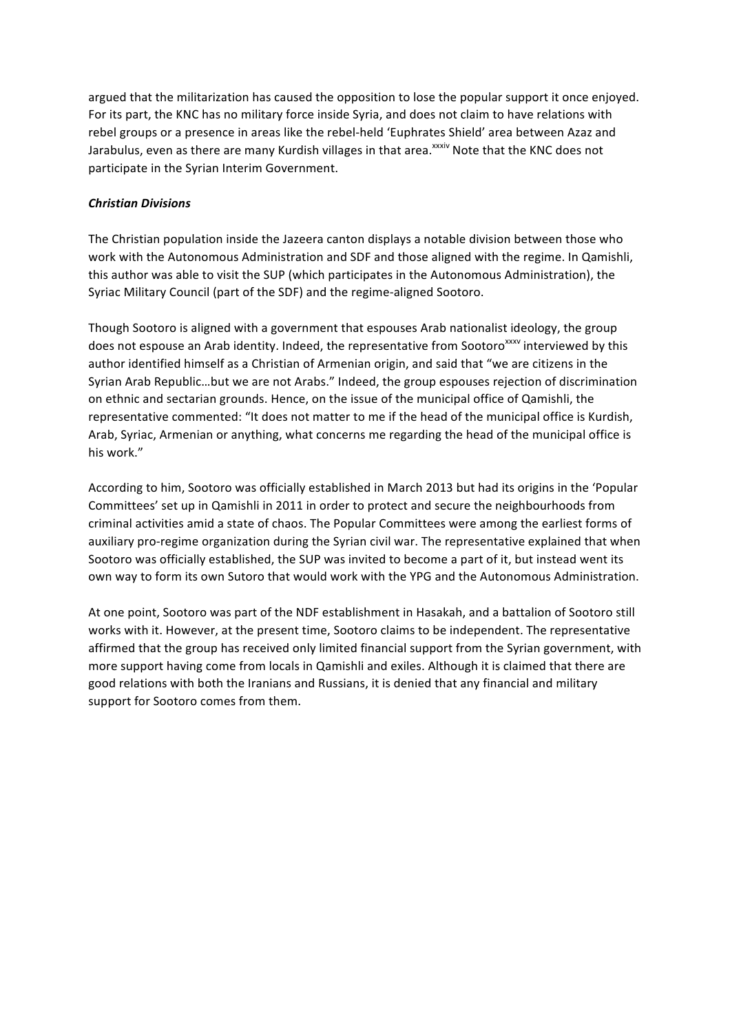argued that the militarization has caused the opposition to lose the popular support it once enjoyed. For its part, the KNC has no military force inside Syria, and does not claim to have relations with rebel groups or a presence in areas like the rebel-held 'Euphrates Shield' area between Azaz and Jarabulus, even as there are many Kurdish villages in that area.[xxxiv] Note that the KNC does not participate in the Syrian Interim Government.

***Christian Divisions***

The Christian population inside the Jazeera canton displays a notable division between those who work with the Autonomous Administration and SDF and those aligned with the regime. In Qamishli, this author was able to visit the SUP (which participates in the Autonomous Administration), the Syriac Military Council (part of the SDF) and the regime-aligned Sootoro.

Though Sootoro is aligned with a government that espouses Arab nationalist ideology, the group does not espouse an Arab identity. Indeed, the representative from Sootoro[xxxv] interviewed by this author identified himself as a Christian of Armenian origin, and said that "we are citizens in the Syrian Arab Republic…but we are not Arabs." Indeed, the group espouses rejection of discrimination on ethnic and sectarian grounds. Hence, on the issue of the municipal office of Qamishli, the representative commented: "It does not matter to me if the head of the municipal office is Kurdish, Arab, Syriac, Armenian or anything, what concerns me regarding the head of the municipal office is his work."

According to him, Sootoro was officially established in March 2013 but had its origins in the 'Popular Committees' set up in Qamishli in 2011 in order to protect and secure the neighbourhoods from criminal activities amid a state of chaos. The Popular Committees were among the earliest forms of auxiliary pro-regime organization during the Syrian civil war. The representative explained that when Sootoro was officially established, the SUP was invited to become a part of it, but instead went its own way to form its own Sutoro that would work with the YPG and the Autonomous Administration.

At one point, Sootoro was part of the NDF establishment in Hasakah, and a battalion of Sootoro still works with it. However, at the present time, Sootoro claims to be independent. The representative affirmed that the group has received only limited financial support from the Syrian government, with more support having come from locals in Qamishli and exiles. Although it is claimed that there are good relations with both the Iranians and Russians, it is denied that any financial and military support for Sootoro comes from them.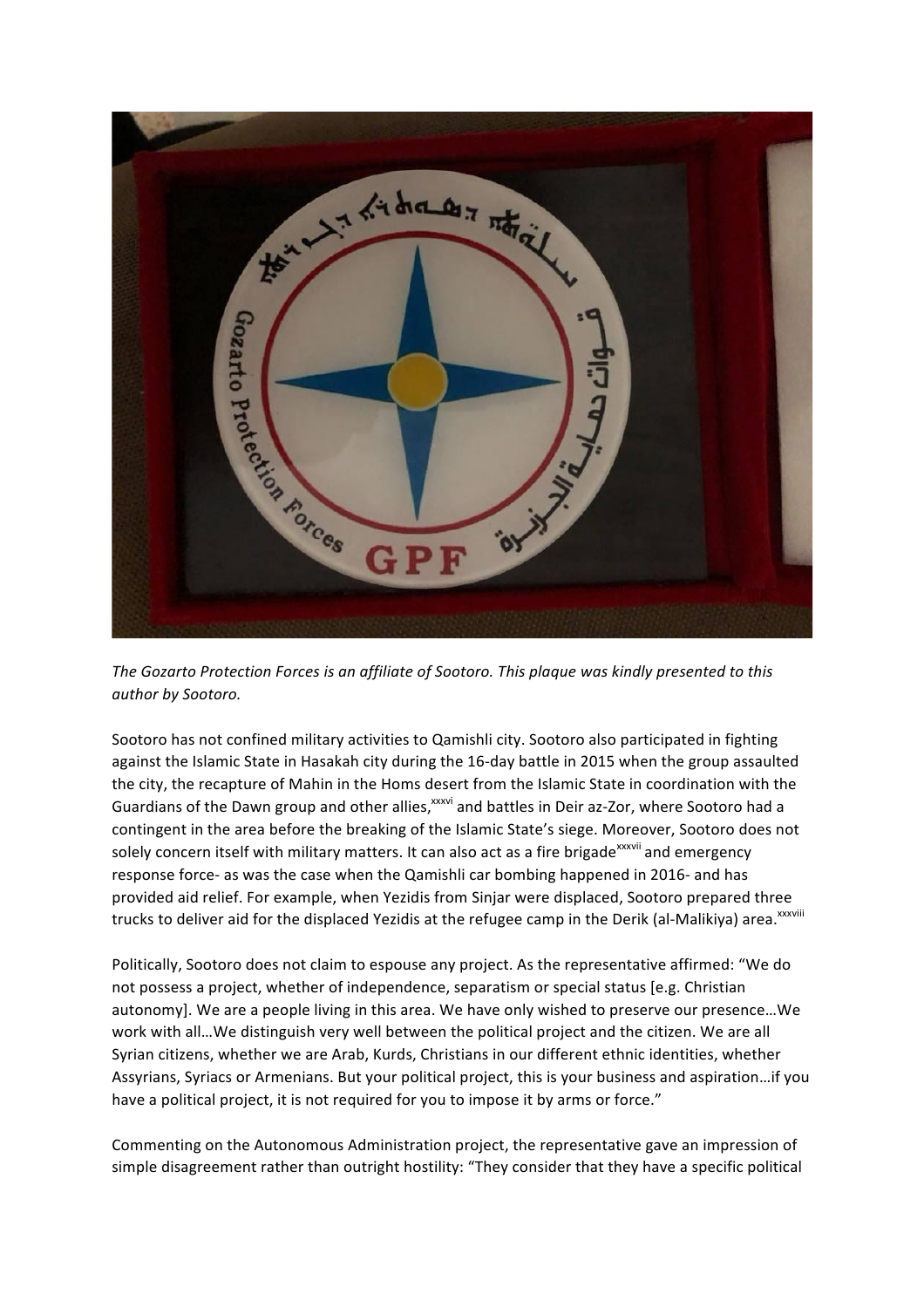*The Gozarto Protection Forces is an affiliate of Sootoro. This plaque was kindly presented to this author by Sootoro.*

Sootoro has not confined military activities to Qamishli city. Sootoro also participated in fighting against the Islamic State in Hasakah city during the 16-day battle in 2015 when the group assaulted the city, the recapture of Mahin in the Homs desert from the Islamic State in coordination with the Guardians of the Dawn group and other allies,[xxxvi] and battles in Deir az-Zor, where Sootoro had a contingent in the area before the breaking of the Islamic State's siege. Moreover, Sootoro does not solely concern itself with military matters. It can also act as a fire brigade[xxxvii] and emergency response force- as was the case when the Qamishli car bombing happened in 2016- and has provided aid relief. For example, when Yezidis from Sinjar were displaced, Sootoro prepared three trucks to deliver aid for the displaced Yezidis at the refugee camp in the Derik (al-Malikiya) area.[xxxviii]

Politically, Sootoro does not claim to espouse any project. As the representative affirmed: "We do not possess a project, whether of independence, separatism or special status [e.g. Christian autonomy]. We are a people living in this area. We have only wished to preserve our presence…We work with all…We distinguish very well between the political project and the citizen. We are all Syrian citizens, whether we are Arab, Kurds, Christians in our different ethnic identities, whether Assyrians, Syriacs or Armenians. But your political project, this is your business and aspiration…if you have a political project, it is not required for you to impose it by arms or force."

Commenting on the Autonomous Administration project, the representative gave an impression of simple disagreement rather than outright hostility: "They consider that they have a specific political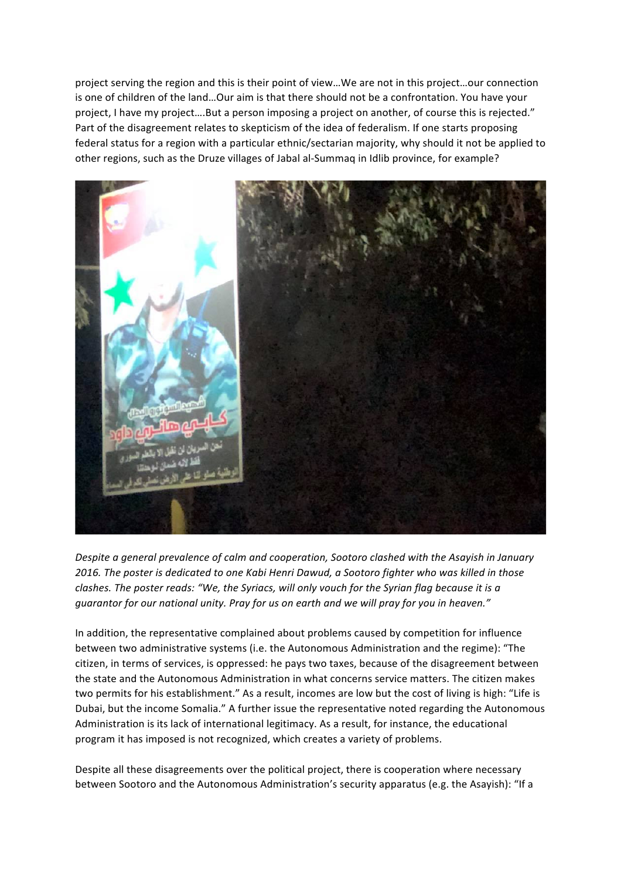project serving the region and this is their point of view…We are not in this project…our connection is one of children of the land…Our aim is that there should not be a confrontation. You have your project, I have my project….But a person imposing a project on another, of course this is rejected." Part of the disagreement relates to skepticism of the idea of federalism. If one starts proposing federal status for a region with a particular ethnic/sectarian majority, why should it not be applied to other regions, such as the Druze villages of Jabal al-Summaq in Idlib province, for example?

*Despite a general prevalence of calm and cooperation, Sootoro clashed with the Asayish in January 2016. The poster is dedicated to one Kabi Henri Dawud, a Sootoro fighter who was killed in those clashes. The poster reads: "We, the Syriacs, will only vouch for the Syrian flag because it is a guarantor for our national unity. Pray for us on earth and we will pray for you in heaven."*

In addition, the representative complained about problems caused by competition for influence between two administrative systems (i.e. the Autonomous Administration and the regime): "The citizen, in terms of services, is oppressed: he pays two taxes, because of the disagreement between the state and the Autonomous Administration in what concerns service matters. The citizen makes two permits for his establishment." As a result, incomes are low but the cost of living is high: "Life is Dubai, but the income Somalia." A further issue the representative noted regarding the Autonomous Administration is its lack of international legitimacy. As a result, for instance, the educational program it has imposed is not recognized, which creates a variety of problems.

Despite all these disagreements over the political project, there is cooperation where necessary between Sootoro and the Autonomous Administration's security apparatus (e.g. the Asayish): "If a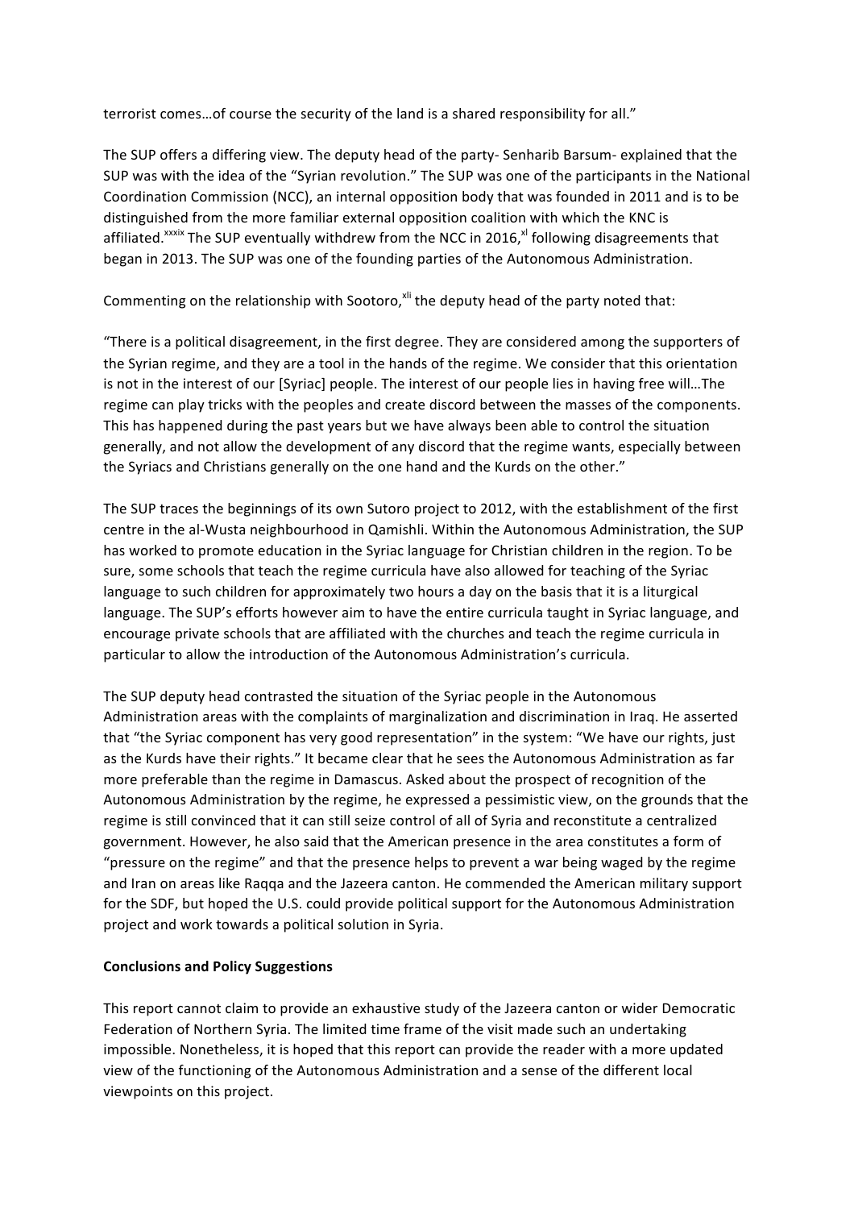terrorist comes…of course the security of the land is a shared responsibility for all."

The SUP offers a differing view. The deputy head of the party- Senharib Barsum- explained that the SUP was with the idea of the "Syrian revolution." The SUP was one of the participants in the National Coordination Commission (NCC), an internal opposition body that was founded in 2011 and is to be distinguished from the more familiar external opposition coalition with which the KNC is affiliated.[xxxix] The SUP eventually withdrew from the NCC in 2016,[xl] following disagreements that began in 2013. The SUP was one of the founding parties of the Autonomous Administration.

Commenting on the relationship with Sootoro,[xli] the deputy head of the party noted that:

"There is a political disagreement, in the first degree. They are considered among the supporters of the Syrian regime, and they are a tool in the hands of the regime. We consider that this orientation is not in the interest of our [Syriac] people. The interest of our people lies in having free will…The regime can play tricks with the peoples and create discord between the masses of the components. This has happened during the past years but we have always been able to control the situation generally, and not allow the development of any discord that the regime wants, especially between the Syriacs and Christians generally on the one hand and the Kurds on the other."

The SUP traces the beginnings of its own Sutoro project to 2012, with the establishment of the first centre in the al-Wusta neighbourhood in Qamishli. Within the Autonomous Administration, the SUP has worked to promote education in the Syriac language for Christian children in the region. To be sure, some schools that teach the regime curricula have also allowed for teaching of the Syriac language to such children for approximately two hours a day on the basis that it is a liturgical language. The SUP's efforts however aim to have the entire curricula taught in Syriac language, and encourage private schools that are affiliated with the churches and teach the regime curricula in particular to allow the introduction of the Autonomous Administration's curricula.

The SUP deputy head contrasted the situation of the Syriac people in the Autonomous Administration areas with the complaints of marginalization and discrimination in Iraq. He asserted that "the Syriac component has very good representation" in the system: "We have our rights, just as the Kurds have their rights." It became clear that he sees the Autonomous Administration as far more preferable than the regime in Damascus. Asked about the prospect of recognition of the Autonomous Administration by the regime, he expressed a pessimistic view, on the grounds that the regime is still convinced that it can still seize control of all of Syria and reconstitute a centralized government. However, he also said that the American presence in the area constitutes a form of "pressure on the regime" and that the presence helps to prevent a war being waged by the regime and Iran on areas like Raqqa and the Jazeera canton. He commended the American military support for the SDF, but hoped the U.S. could provide political support for the Autonomous Administration project and work towards a political solution in Syria.

**Conclusions and Policy Suggestions**

This report cannot claim to provide an exhaustive study of the Jazeera canton or wider Democratic Federation of Northern Syria. The limited time frame of the visit made such an undertaking impossible. Nonetheless, it is hoped that this report can provide the reader with a more updated view of the functioning of the Autonomous Administration and a sense of the different local viewpoints on this project.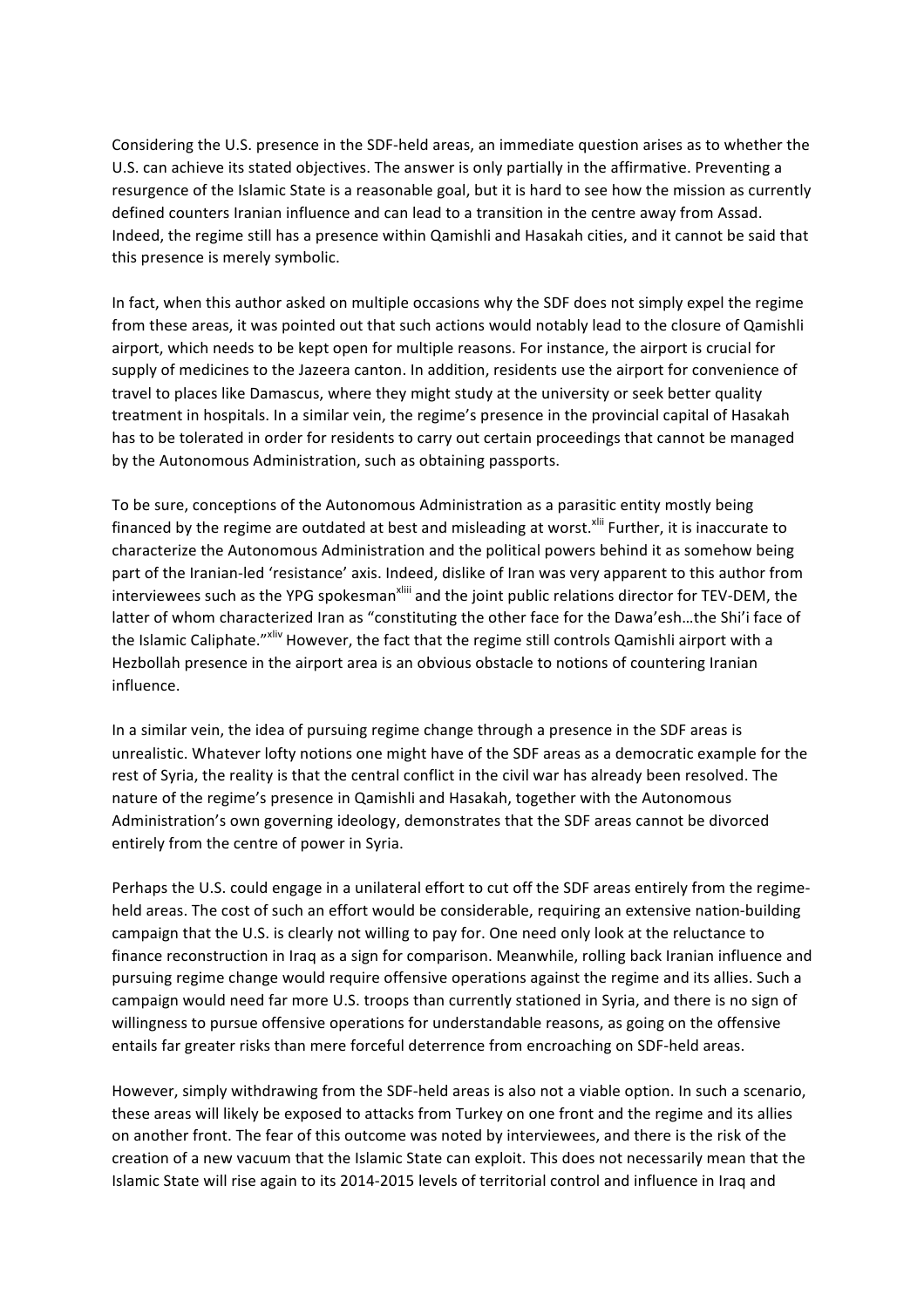Considering the U.S. presence in the SDF-held areas, an immediate question arises as to whether the U.S. can achieve its stated objectives. The answer is only partially in the affirmative. Preventing a resurgence of the Islamic State is a reasonable goal, but it is hard to see how the mission as currently defined counters Iranian influence and can lead to a transition in the centre away from Assad. Indeed, the regime still has a presence within Qamishli and Hasakah cities, and it cannot be said that this presence is merely symbolic.

In fact, when this author asked on multiple occasions why the SDF does not simply expel the regime from these areas, it was pointed out that such actions would notably lead to the closure of Qamishli airport, which needs to be kept open for multiple reasons. For instance, the airport is crucial for supply of medicines to the Jazeera canton. In addition, residents use the airport for convenience of travel to places like Damascus, where they might study at the university or seek better quality treatment in hospitals. In a similar vein, the regime's presence in the provincial capital of Hasakah has to be tolerated in order for residents to carry out certain proceedings that cannot be managed by the Autonomous Administration, such as obtaining passports.

To be sure, conceptions of the Autonomous Administration as a parasitic entity mostly being financed by the regime are outdated at best and misleading at worst.[xlii] Further, it is inaccurate to characterize the Autonomous Administration and the political powers behind it as somehow being part of the Iranian-led 'resistance' axis. Indeed, dislike of Iran was very apparent to this author from interviewees such as the YPG spokesman[xliii] and the joint public relations director for TEV-DEM, the latter of whom characterized Iran as "constituting the other face for the Dawa'esh…the Shi'i face of the Islamic Caliphate."[xliv] However, the fact that the regime still controls Qamishli airport with a Hezbollah presence in the airport area is an obvious obstacle to notions of countering Iranian influence.

In a similar vein, the idea of pursuing regime change through a presence in the SDF areas is unrealistic. Whatever lofty notions one might have of the SDF areas as a democratic example for the rest of Syria, the reality is that the central conflict in the civil war has already been resolved. The nature of the regime's presence in Qamishli and Hasakah, together with the Autonomous Administration's own governing ideology, demonstrates that the SDF areas cannot be divorced entirely from the centre of power in Syria.

Perhaps the U.S. could engage in a unilateral effort to cut off the SDF areas entirely from the regime-held areas. The cost of such an effort would be considerable, requiring an extensive nation-building campaign that the U.S. is clearly not willing to pay for. One need only look at the reluctance to finance reconstruction in Iraq as a sign for comparison. Meanwhile, rolling back Iranian influence and pursuing regime change would require offensive operations against the regime and its allies. Such a campaign would need far more U.S. troops than currently stationed in Syria, and there is no sign of willingness to pursue offensive operations for understandable reasons, as going on the offensive entails far greater risks than mere forceful deterrence from encroaching on SDF-held areas.

However, simply withdrawing from the SDF-held areas is also not a viable option. In such a scenario, these areas will likely be exposed to attacks from Turkey on one front and the regime and its allies on another front. The fear of this outcome was noted by interviewees, and there is the risk of the creation of a new vacuum that the Islamic State can exploit. This does not necessarily mean that the Islamic State will rise again to its 2014-2015 levels of territorial control and influence in Iraq and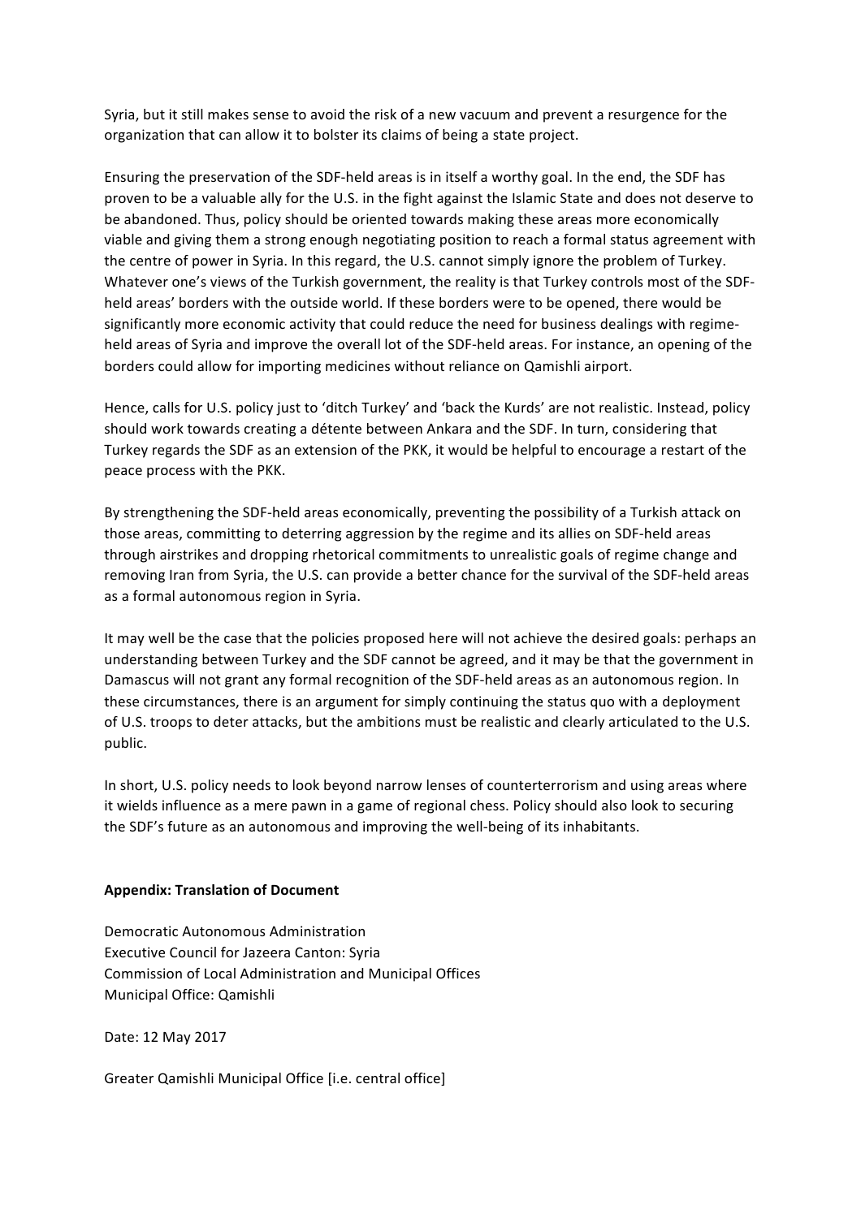Syria, but it still makes sense to avoid the risk of a new vacuum and prevent a resurgence for the organization that can allow it to bolster its claims of being a state project.

Ensuring the preservation of the SDF-held areas is in itself a worthy goal. In the end, the SDF has proven to be a valuable ally for the U.S. in the fight against the Islamic State and does not deserve to be abandoned. Thus, policy should be oriented towards making these areas more economically viable and giving them a strong enough negotiating position to reach a formal status agreement with the centre of power in Syria. In this regard, the U.S. cannot simply ignore the problem of Turkey. Whatever one's views of the Turkish government, the reality is that Turkey controls most of the SDF-held areas' borders with the outside world. If these borders were to be opened, there would be significantly more economic activity that could reduce the need for business dealings with regime-held areas of Syria and improve the overall lot of the SDF-held areas. For instance, an opening of the borders could allow for importing medicines without reliance on Qamishli airport.

Hence, calls for U.S. policy just to 'ditch Turkey' and 'back the Kurds' are not realistic. Instead, policy should work towards creating a détente between Ankara and the SDF. In turn, considering that Turkey regards the SDF as an extension of the PKK, it would be helpful to encourage a restart of the peace process with the PKK.

By strengthening the SDF-held areas economically, preventing the possibility of a Turkish attack on those areas, committing to deterring aggression by the regime and its allies on SDF-held areas through airstrikes and dropping rhetorical commitments to unrealistic goals of regime change and removing Iran from Syria, the U.S. can provide a better chance for the survival of the SDF-held areas as a formal autonomous region in Syria.

It may well be the case that the policies proposed here will not achieve the desired goals: perhaps an understanding between Turkey and the SDF cannot be agreed, and it may be that the government in Damascus will not grant any formal recognition of the SDF-held areas as an autonomous region. In these circumstances, there is an argument for simply continuing the status quo with a deployment of U.S. troops to deter attacks, but the ambitions must be realistic and clearly articulated to the U.S. public.

In short, U.S. policy needs to look beyond narrow lenses of counterterrorism and using areas where it wields influence as a mere pawn in a game of regional chess. Policy should also look to securing the SDF's future as an autonomous and improving the well-being of its inhabitants.

**Appendix: Translation of Document**

Democratic Autonomous Administration
Executive Council for Jazeera Canton: Syria
Commission of Local Administration and Municipal Offices
Municipal Office: Qamishli

Date: 12 May 2017

Greater Qamishli Municipal Office [i.e. central office]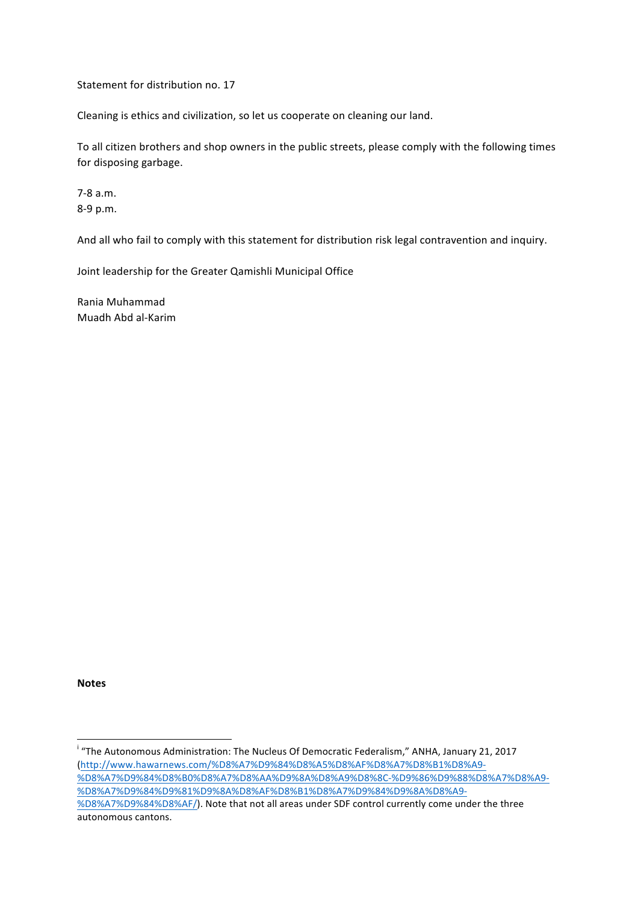Statement for distribution no. 17

Cleaning is ethics and civilization, so let us cooperate on cleaning our land.

To all citizen brothers and shop owners in the public streets, please comply with the following times for disposing garbage.

7-8 a.m.
8-9 p.m.

And all who fail to comply with this statement for distribution risk legal contravention and inquiry.

Joint leadership for the Greater Qamishli Municipal Office

Rania Muhammad
Muadh Abd al-Karim

**Notes**

[i] "The Autonomous Administration: The Nucleus Of Democratic Federalism," ANHA, January 21, 2017 (http://www.hawarnews.com/%D8%A7%D9%84%D8%A5%D8%AF%D8%A7%D8%B1%D8%A9-%D8%A7%D9%84%D8%B0%D8%A7%D8%AA%D9%8A%D8%A9%D8%8C-%D9%86%D9%88%D8%A7%D8%A9-%D8%A7%D9%84%D9%81%D9%8A%D8%AF%D8%B1%D8%A7%D9%84%D9%8A%D8%A9-%D8%A7%D9%84%D8%AF/). Note that not all areas under SDF control currently come under the three autonomous cantons.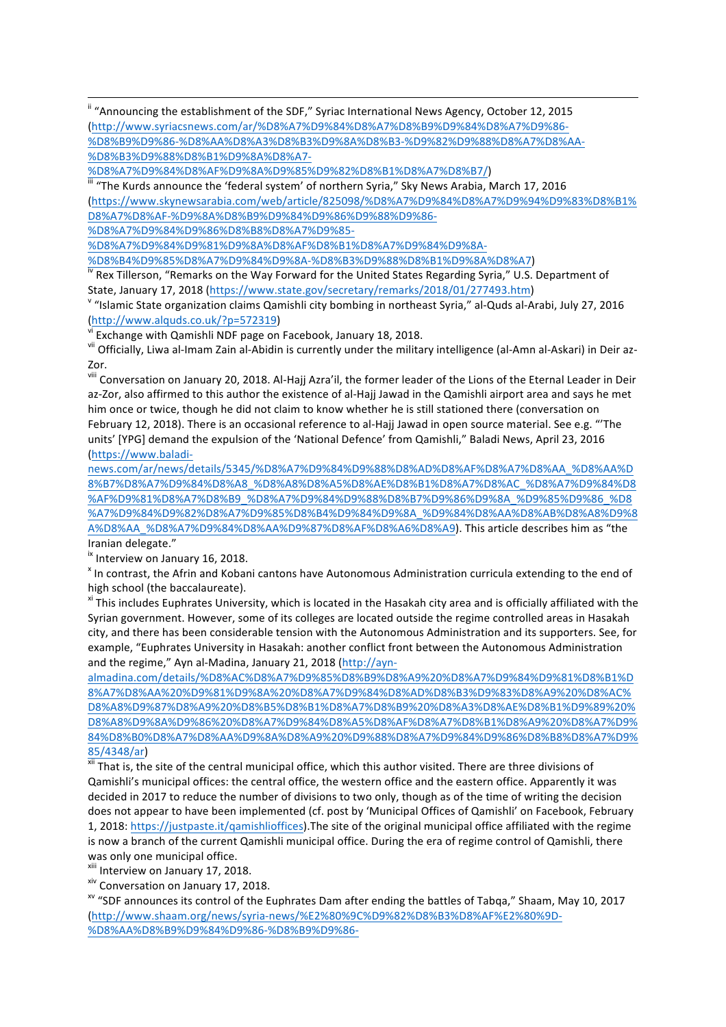[ii] "Announcing the establishment of the SDF," Syriac International News Agency, October 12, 2015 (http://www.syriacsnews.com/ar/%D8%A7%D9%84%D8%A7%D8%B9%D9%84%D8%A7%D9%86-%D8%B9%D9%86-%D8%AA%D8%A3%D8%B3%D9%8A%D8%B3-%D9%82%D9%88%D8%A7%D8%AA-%D8%B3%D9%88%D8%B1%D9%8A%D8%A7-%D8%A7%D9%84%D8%AF%D9%8A%D9%85%D9%82%D8%B1%D8%A7%D8%B7/)

[iii] "The Kurds announce the 'federal system' of northern Syria," Sky News Arabia, March 17, 2016 (https://www.skynewsarabia.com/web/article/825098/%D8%A7%D9%84%D8%A7%D9%94%D9%83%D8%B1%D8%A7%D8%AF-%D9%8A%D8%B9%D9%84%D9%86%D9%88%D9%86-%D8%A7%D9%84%D9%86%D8%B8%D8%A7%D9%85-%D8%A7%D9%84%D9%81%D9%8A%D8%AF%D8%B1%D8%A7%D9%84%D9%8A-%D8%B4%D9%85%D8%A7%D9%84%D9%8A-%D8%B3%D9%88%D8%B1%D9%8A%D8%A7)

[iv] Rex Tillerson, "Remarks on the Way Forward for the United States Regarding Syria," U.S. Department of State, January 17, 2018 (https://www.state.gov/secretary/remarks/2018/01/277493.htm)

[v] "Islamic State organization claims Qamishli city bombing in northeast Syria," al-Quds al-Arabi, July 27, 2016 (http://www.alquds.co.uk/?p=572319)

[vi] Exchange with Qamishli NDF page on Facebook, January 18, 2018.

[vii] Officially, Liwa al-Imam Zain al-Abidin is currently under the military intelligence (al-Amn al-Askari) in Deir az-Zor.

[viii] Conversation on January 20, 2018. Al-Hajj Azra'il, the former leader of the Lions of the Eternal Leader in Deir az-Zor, also affirmed to this author the existence of al-Hajj Jawad in the Qamishli airport area and says he met him once or twice, though he did not claim to know whether he is still stationed there (conversation on February 12, 2018). There is an occasional reference to al-Hajj Jawad in open source material. See e.g. "'The units' [YPG] demand the expulsion of the 'National Defence' from Qamishli," Baladi News, April 23, 2016 (https://www.baladi-news.com/ar/news/details/5345/%D8%A7%D9%84%D9%88%D8%AD%D8%AF%D8%A7%D8%AA_%D8%AA%D8%B7%D8%A7%D9%84%D8%A8_%D8%A8%D8%A5%D8%AE%D8%B1%D8%A7%D8%AC_%D8%A7%D9%84%D8%AF%D9%81%D8%A7%D8%B9_%D8%A7%D9%84%D9%88%D8%B7%D9%86%D9%8A_%D9%85%D9%86_%D8%A7%D9%84%D9%82%D8%A7%D9%85%D8%B4%D9%84%D9%8A_%D9%84%D8%AA%D8%AB%D8%A8%D9%8A%D8%AA_%D8%A7%D9%84%D8%AA%D9%87%D8%AF%D8%A6%D8%A9). This article describes him as "the Iranian delegate."

[ix] Interview on January 16, 2018.

[x] In contrast, the Afrin and Kobani cantons have Autonomous Administration curricula extending to the end of high school (the baccalaureate).

[xi] This includes Euphrates University, which is located in the Hasakah city area and is officially affiliated with the Syrian government. However, some of its colleges are located outside the regime controlled areas in Hasakah city, and there has been considerable tension with the Autonomous Administration and its supporters. See, for example, "Euphrates University in Hasakah: another conflict front between the Autonomous Administration and the regime," Ayn al-Madina, January 21, 2018 (http://ayn-almadina.com/details/%D8%AC%D8%A7%D9%85%D8%B9%D8%A9%20%D8%A7%D9%84%D9%81%D8%B1%D8%A7%D8%AA%20%D9%81%D9%8A%20%D8%A7%D9%84%D8%AD%D8%B3%D9%83%D8%A9%20%D8%AC%D8%A8%D9%87%D8%A9%20%D8%B5%D8%B1%D8%A7%D8%B9%20%D8%A3%D8%AE%D8%B1%D9%89%20%D8%A8%D9%8A%D9%86%20%D8%A7%D9%84%D8%A5%D8%AF%D8%A7%D8%B1%D8%A9%20%D8%A7%D9%84%D8%B0%D8%A7%D8%AA%D9%8A%D8%A9%20%D9%88%D8%A7%D9%84%D9%86%D8%B8%D8%A7%D9%85/4348/ar)

[xii] That is, the site of the central municipal office, which this author visited. There are three divisions of Qamishli's municipal offices: the central office, the western office and the eastern office. Apparently it was decided in 2017 to reduce the number of divisions to two only, though as of the time of writing the decision does not appear to have been implemented (cf. post by 'Municipal Offices of Qamishli' on Facebook, February 1, 2018: https://justpaste.it/qamishlioffices).The site of the original municipal office affiliated with the regime is now a branch of the current Qamishli municipal office. During the era of regime control of Qamishli, there was only one municipal office.

[xiii] Interview on January 17, 2018.

[xiv] Conversation on January 17, 2018.

[xv] "SDF announces its control of the Euphrates Dam after ending the battles of Tabqa," Shaam, May 10, 2017 (http://www.shaam.org/news/syria-news/%E2%80%9C%D9%82%D8%B3%D8%AF%E2%80%9D-%D8%AA%D8%B9%D9%84%D9%86-%D8%B9%D9%86-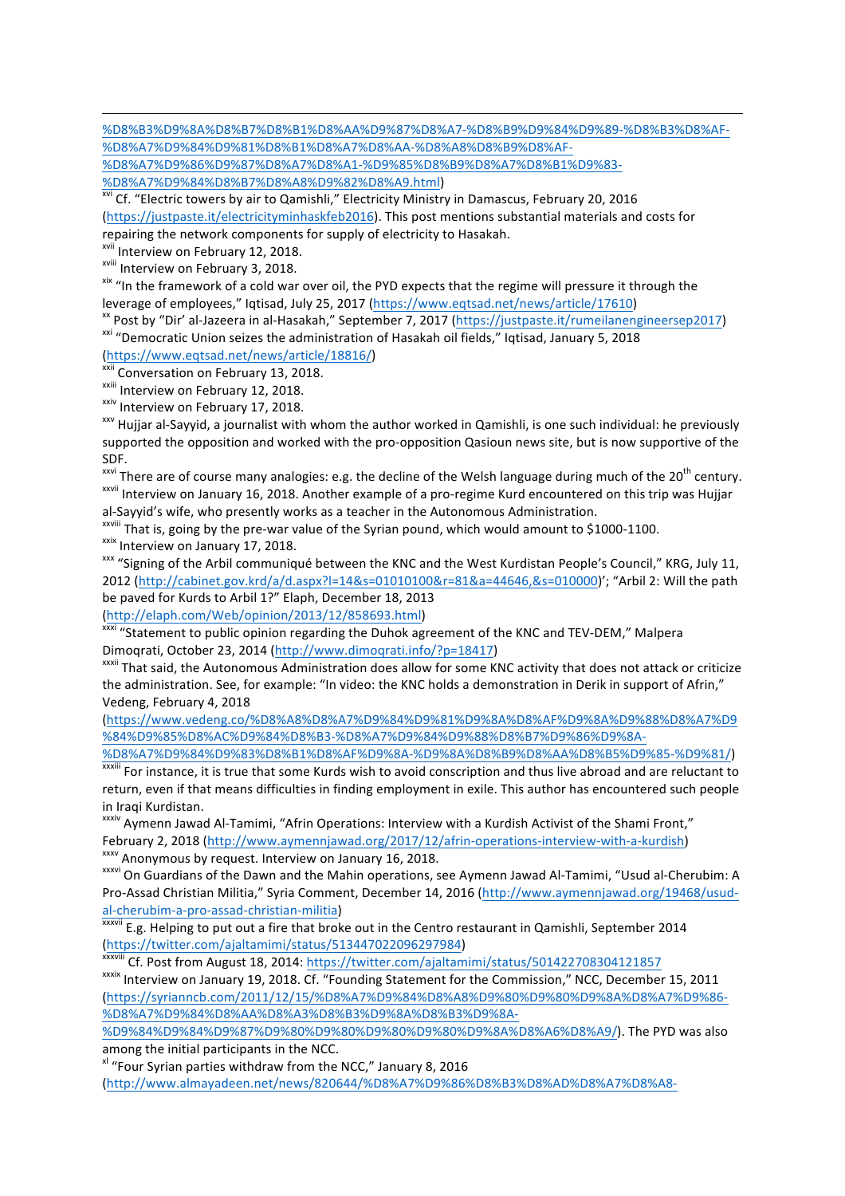%D8%B3%D9%8A%D8%B7%D8%B1%D8%AA%D9%87%D8%A7-%D8%B9%D9%84%D9%89-%D8%B3%D8%AF-%D8%A7%D9%84%D9%81%D8%B1%D8%A7%D8%AA-%D8%A8%D8%B9%D8%AF-%D8%A7%D9%86%D9%87%D8%A7%D8%A1-%D9%85%D8%B9%D8%A7%D8%B1%D9%83-%D8%A7%D9%84%D8%B7%D8%A8%D9%82%D8%A9.html)

[xvi] Cf. "Electric towers by air to Qamishli," Electricity Ministry in Damascus, February 20, 2016 (https://justpaste.it/electricityminhaskfeb2016). This post mentions substantial materials and costs for repairing the network components for supply of electricity to Hasakah.

[xvii] Interview on February 12, 2018.

[xviii] Interview on February 3, 2018.

[xix] "In the framework of a cold war over oil, the PYD expects that the regime will pressure it through the leverage of employees," Iqtisad, July 25, 2017 (https://www.eqtsad.net/news/article/17610)

[xx] Post by "Dir' al-Jazeera in al-Hasakah," September 7, 2017 (https://justpaste.it/rumeilanengineersep2017)

[xxi] "Democratic Union seizes the administration of Hasakah oil fields," Iqtisad, January 5, 2018 (https://www.eqtsad.net/news/article/18816/)

[xxii] Conversation on February 13, 2018.

[xxiii] Interview on February 12, 2018.

[xxiv] Interview on February 17, 2018.

[xxv] Hujjar al-Sayyid, a journalist with whom the author worked in Qamishli, is one such individual: he previously supported the opposition and worked with the pro-opposition Qasioun news site, but is now supportive of the SDF.

[xxvi] There are of course many analogies: e.g. the decline of the Welsh language during much of the 20th century.

[xxvii] Interview on January 16, 2018. Another example of a pro-regime Kurd encountered on this trip was Hujjar al-Sayyid's wife, who presently works as a teacher in the Autonomous Administration.

[xxviii] That is, going by the pre-war value of the Syrian pound, which would amount to $1000-1100.

[xxix] Interview on January 17, 2018.

[xxx] "Signing of the Arbil communiqué between the KNC and the West Kurdistan People's Council," KRG, July 11, 2012 (http://cabinet.gov.krd/a/d.aspx?l=14&s=01010100&r=81&a=44646,&s=010000)'; "Arbil 2: Will the path be paved for Kurds to Arbil 1?" Elaph, December 18, 2013 (http://elaph.com/Web/opinion/2013/12/858693.html)

[xxxi] "Statement to public opinion regarding the Duhok agreement of the KNC and TEV-DEM," Malpera Dimoqrati, October 23, 2014 (http://www.dimoqrati.info/?p=18417)

[xxxii] That said, the Autonomous Administration does allow for some KNC activity that does not attack or criticize the administration. See, for example: "In video: the KNC holds a demonstration in Derik in support of Afrin," Vedeng, February 4, 2018 (https://www.vedeng.co/%D8%A8%D8%A7%D9%84%D9%81%D9%8A%D8%AF%D9%8A%D9%88%D8%A7%D9%84%D9%85%D8%AC%D9%84%D8%B3-%D8%A7%D9%84%D9%88%D8%B7%D9%86%D9%8A-%D8%A7%D9%84%D9%83%D8%B1%D8%AF%D9%8A-%D9%8A%D8%B9%D8%AA%D8%B5%D9%85-%D9%81/)

[xxxiii] For instance, it is true that some Kurds wish to avoid conscription and thus live abroad and are reluctant to return, even if that means difficulties in finding employment in exile. This author has encountered such people in Iraqi Kurdistan.

[xxxiv] Aymenn Jawad Al-Tamimi, "Afrin Operations: Interview with a Kurdish Activist of the Shami Front," February 2, 2018 (http://www.aymennjawad.org/2017/12/afrin-operations-interview-with-a-kurdish)

[xxxv] Anonymous by request. Interview on January 16, 2018.

[xxxvi] On Guardians of the Dawn and the Mahin operations, see Aymenn Jawad Al-Tamimi, "Usud al-Cherubim: A Pro-Assad Christian Militia," Syria Comment, December 14, 2016 (http://www.aymennjawad.org/19468/usud-al-cherubim-a-pro-assad-christian-militia)

[xxxvii] E.g. Helping to put out a fire that broke out in the Centro restaurant in Qamishli, September 2014 (https://twitter.com/ajaltamimi/status/513447022096297984)

[xxxviii] Cf. Post from August 18, 2014: https://twitter.com/ajaltamimi/status/501422708304121857

[xxxix] Interview on January 19, 2018. Cf. "Founding Statement for the Commission," NCC, December 15, 2011 (https://syrianncb.com/2011/12/15/%D8%A7%D9%84%D8%A8%D9%80%D9%80%D9%8A%D8%A7%D9%86-%D8%A7%D9%84%D8%AA%D8%A3%D8%B3%D9%8A%D8%B3%D9%8A-%D9%84%D9%84%D9%87%D9%80%D9%80%D9%80%D9%80%D9%8A%D8%A6%D8%A9/). The PYD was also among the initial participants in the NCC.

[xl] "Four Syrian parties withdraw from the NCC," January 8, 2016 (http://www.almayadeen.net/news/820644/%D8%A7%D9%86%D8%B3%D8%AD%D8%A7%D8%A8-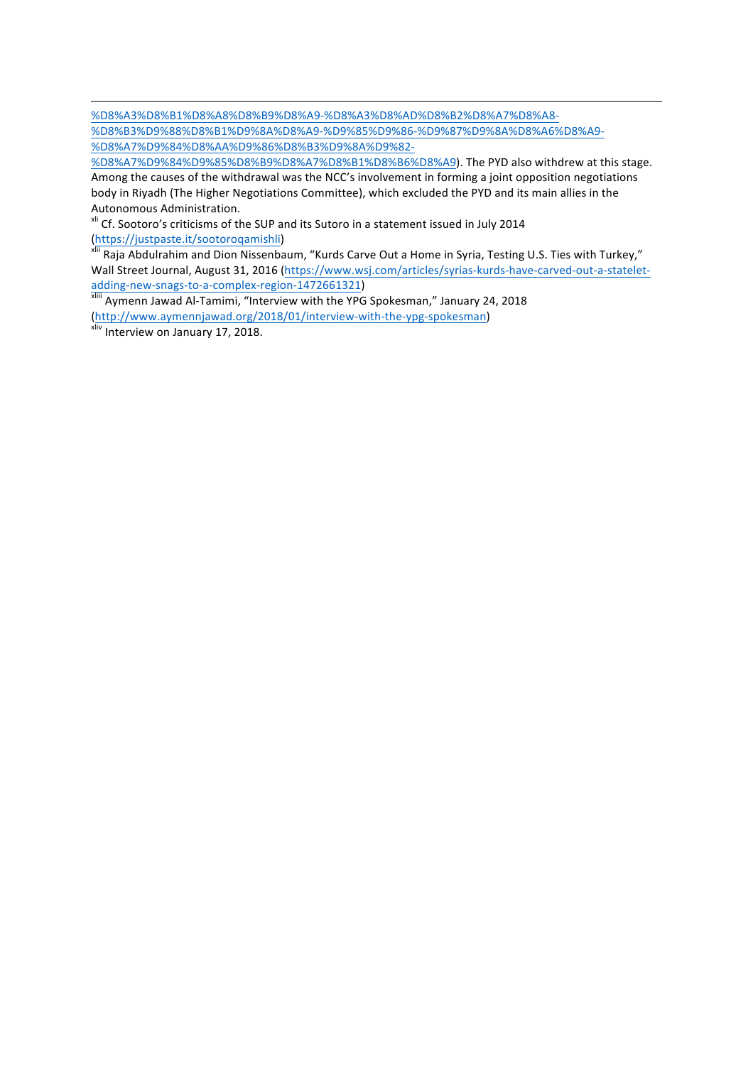%D8%A3%D8%B1%D8%A8%D8%B9%D8%A9-%D8%A3%D8%AD%D8%B2%D8%A7%D8%A8-%D8%B3%D9%88%D8%B1%D9%8A%D8%A9-%D9%85%D9%86-%D9%87%D9%8A%D8%A6%D8%A9-%D8%A7%D9%84%D8%AA%D9%86%D8%B3%D9%8A%D9%82-%D8%A7%D9%84%D9%85%D8%B9%D8%A7%D8%B1%D8%B6%D8%A9). The PYD also withdrew at this stage. Among the causes of the withdrawal was the NCC's involvement in forming a joint opposition negotiations body in Riyadh (The Higher Negotiations Committee), which excluded the PYD and its main allies in the Autonomous Administration.

[xli] Cf. Sootoro's criticisms of the SUP and its Sutoro in a statement issued in July 2014 (https://justpaste.it/sootoroqamishli)

[xlii] Raja Abdulrahim and Dion Nissenbaum, "Kurds Carve Out a Home in Syria, Testing U.S. Ties with Turkey," Wall Street Journal, August 31, 2016 (https://www.wsj.com/articles/syrias-kurds-have-carved-out-a-statelet-adding-new-snags-to-a-complex-region-1472661321)

[xliii] Aymenn Jawad Al-Tamimi, "Interview with the YPG Spokesman," January 24, 2018 (http://www.aymennjawad.org/2018/01/interview-with-the-ypg-spokesman)

[xliv] Interview on January 17, 2018.